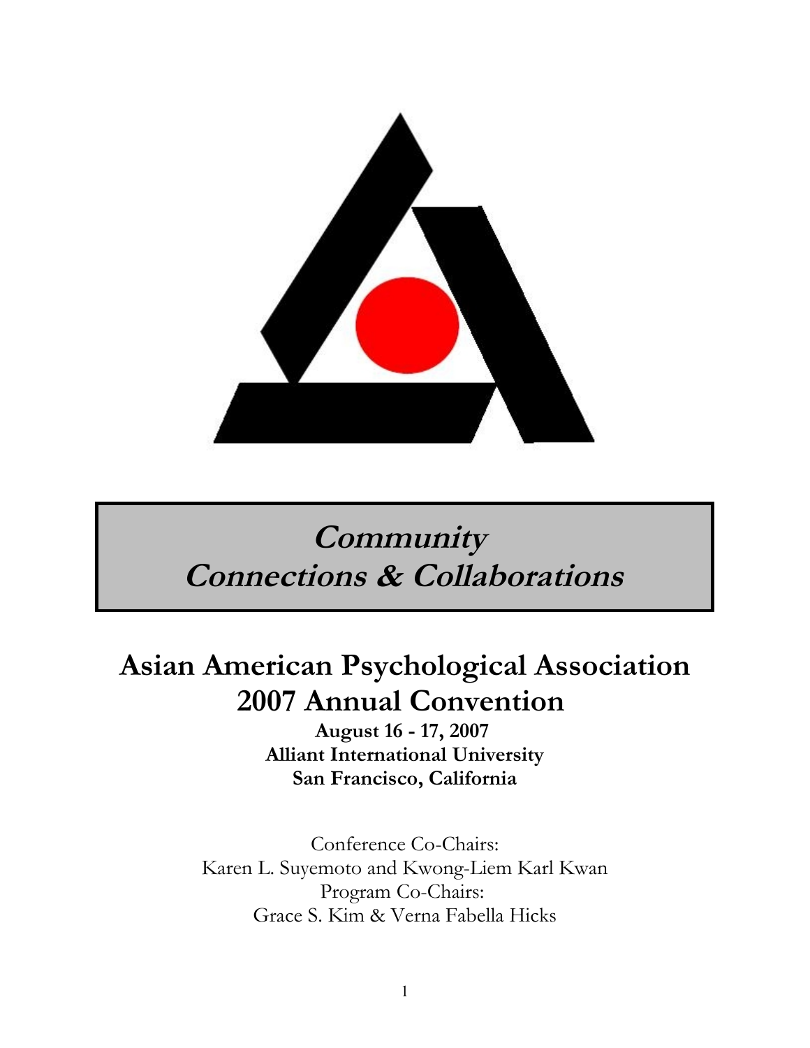# Community Connections & Collaborations

# Asian American Psychological Association 2007 Annual Convention

**August 16 - 17, 2007**
**Alliant International University**
**San Francisco, California**

Conference Co-Chairs:
Karen L. Suyemoto and Kwong-Liem Karl Kwan
Program Co-Chairs:
Grace S. Kim & Verna Fabella Hicks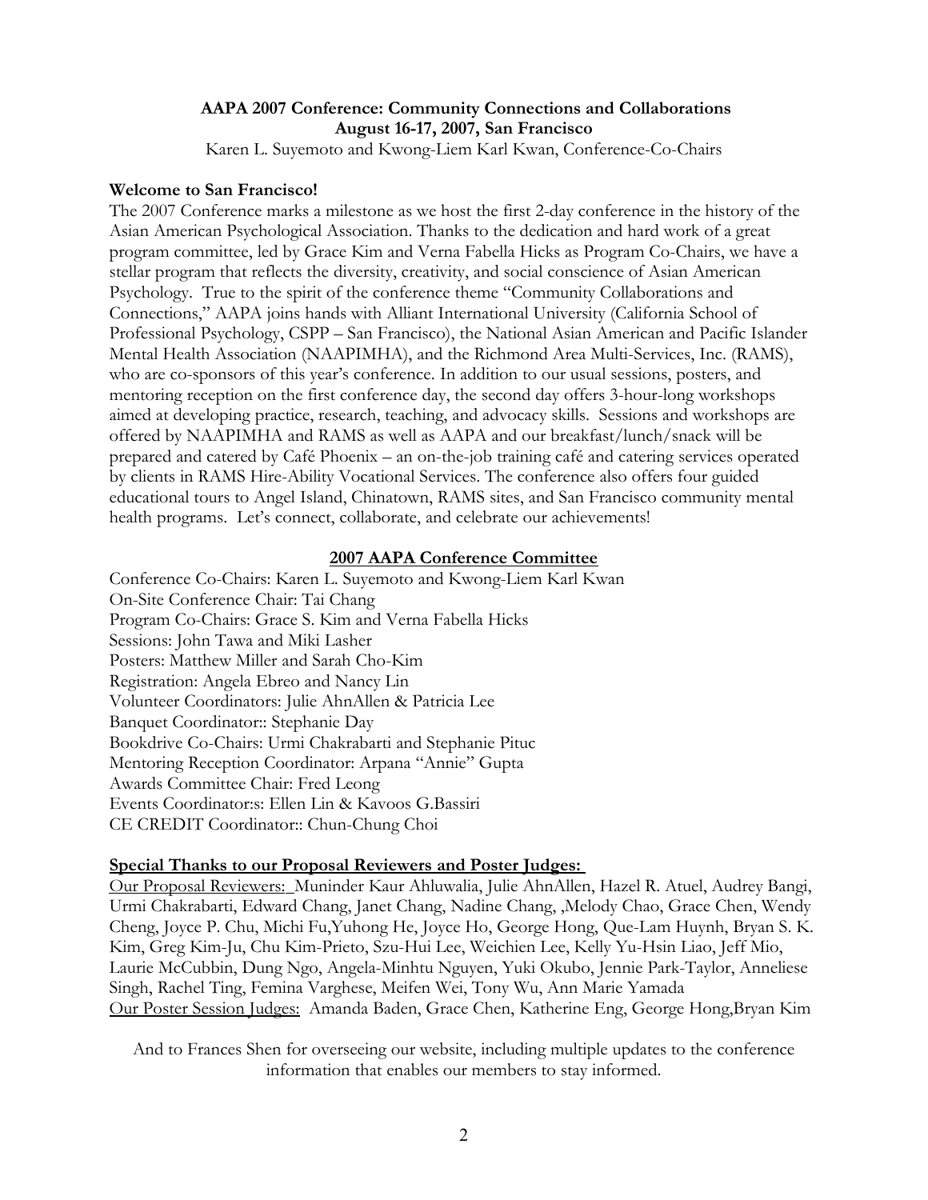**AAPA 2007 Conference: Community Connections and Collaborations**
**August 16-17, 2007, San Francisco**

Karen L. Suyemoto and Kwong-Liem Karl Kwan, Conference-Co-Chairs

**Welcome to San Francisco!**

The 2007 Conference marks a milestone as we host the first 2-day conference in the history of the Asian American Psychological Association. Thanks to the dedication and hard work of a great program committee, led by Grace Kim and Verna Fabella Hicks as Program Co-Chairs, we have a stellar program that reflects the diversity, creativity, and social conscience of Asian American Psychology. True to the spirit of the conference theme "Community Collaborations and Connections," AAPA joins hands with Alliant International University (California School of Professional Psychology, CSPP – San Francisco), the National Asian American and Pacific Islander Mental Health Association (NAAPIMHA), and the Richmond Area Multi-Services, Inc. (RAMS), who are co-sponsors of this year's conference. In addition to our usual sessions, posters, and mentoring reception on the first conference day, the second day offers 3-hour-long workshops aimed at developing practice, research, teaching, and advocacy skills. Sessions and workshops are offered by NAAPIMHA and RAMS as well as AAPA and our breakfast/lunch/snack will be prepared and catered by Café Phoenix – an on-the-job training café and catering services operated by clients in RAMS Hire-Ability Vocational Services. The conference also offers four guided educational tours to Angel Island, Chinatown, RAMS sites, and San Francisco community mental health programs. Let's connect, collaborate, and celebrate our achievements!

## 2007 AAPA Conference Committee

Conference Co-Chairs: Karen L. Suyemoto and Kwong-Liem Karl Kwan
On-Site Conference Chair: Tai Chang
Program Co-Chairs: Grace S. Kim and Verna Fabella Hicks
Sessions: John Tawa and Miki Lasher
Posters: Matthew Miller and Sarah Cho-Kim
Registration: Angela Ebreo and Nancy Lin
Volunteer Coordinators: Julie AhnAllen & Patricia Lee
Banquet Coordinator:: Stephanie Day
Bookdrive Co-Chairs: Urmi Chakrabarti and Stephanie Pituc
Mentoring Reception Coordinator: Arpana "Annie" Gupta
Awards Committee Chair: Fred Leong
Events Coordinator:s: Ellen Lin & Kavoos G.Bassiri
CE CREDIT Coordinator:: Chun-Chung Choi

**Special Thanks to our Proposal Reviewers and Poster Judges:**

Our Proposal Reviewers: Muninder Kaur Ahluwalia, Julie AhnAllen, Hazel R. Atuel, Audrey Bangi, Urmi Chakrabarti, Edward Chang, Janet Chang, Nadine Chang, ,Melody Chao, Grace Chen, Wendy Cheng, Joyce P. Chu, Michi Fu,Yuhong He, Joyce Ho, George Hong, Que-Lam Huynh, Bryan S. K. Kim, Greg Kim-Ju, Chu Kim-Prieto, Szu-Hui Lee, Weichien Lee, Kelly Yu-Hsin Liao, Jeff Mio, Laurie McCubbin, Dung Ngo, Angela-Minhtu Nguyen, Yuki Okubo, Jennie Park-Taylor, Anneliese Singh, Rachel Ting, Femina Varghese, Meifen Wei, Tony Wu, Ann Marie Yamada
Our Poster Session Judges: Amanda Baden, Grace Chen, Katherine Eng, George Hong,Bryan Kim

And to Frances Shen for overseeing our website, including multiple updates to the conference information that enables our members to stay informed.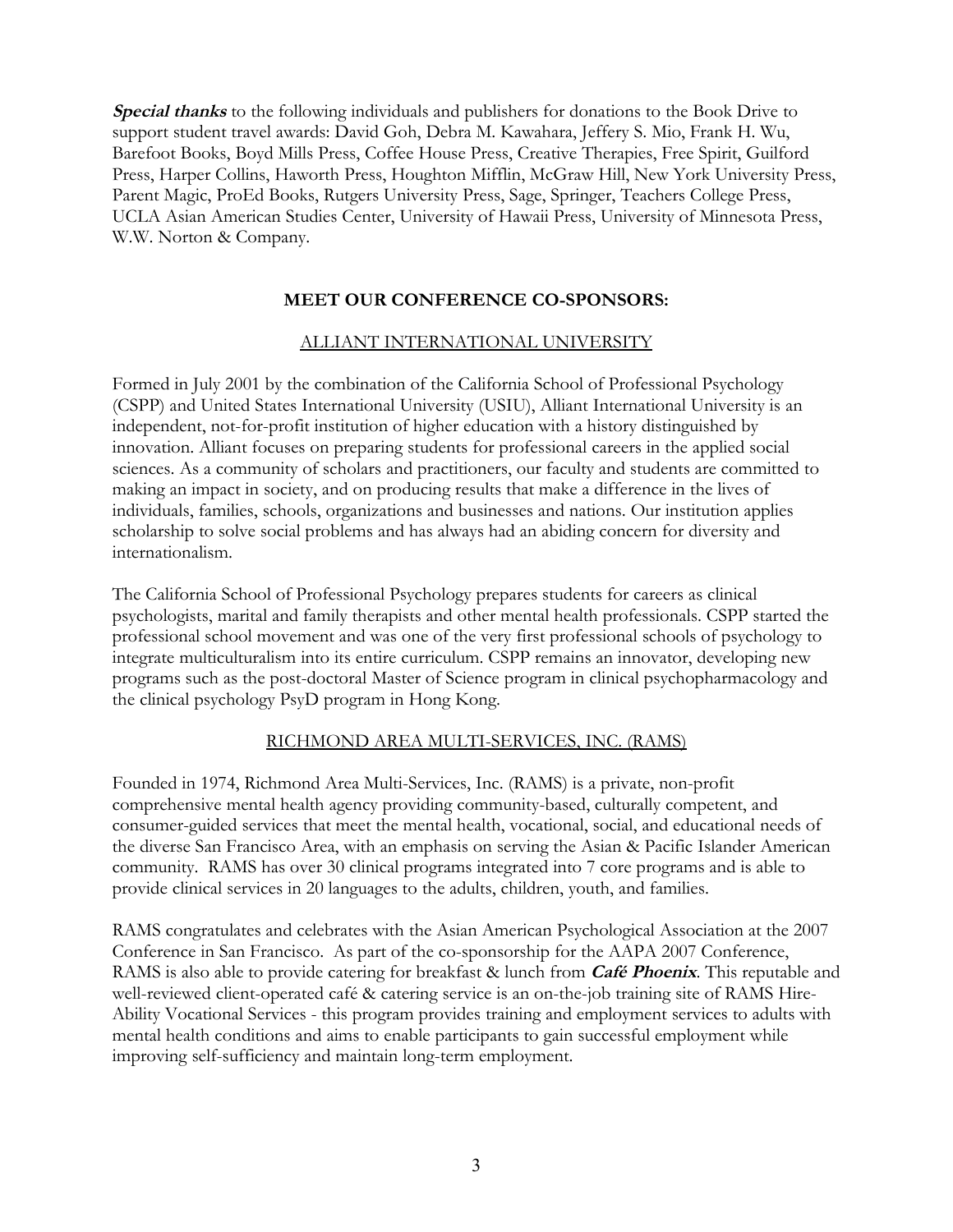***Special thanks*** to the following individuals and publishers for donations to the Book Drive to support student travel awards: David Goh, Debra M. Kawahara, Jeffery S. Mio, Frank H. Wu, Barefoot Books, Boyd Mills Press, Coffee House Press, Creative Therapies, Free Spirit, Guilford Press, Harper Collins, Haworth Press, Houghton Mifflin, McGraw Hill, New York University Press, Parent Magic, ProEd Books, Rutgers University Press, Sage, Springer, Teachers College Press, UCLA Asian American Studies Center, University of Hawaii Press, University of Minnesota Press, W.W. Norton & Company.

## MEET OUR CONFERENCE CO-SPONSORS:

### ALLIANT INTERNATIONAL UNIVERSITY

Formed in July 2001 by the combination of the California School of Professional Psychology (CSPP) and United States International University (USIU), Alliant International University is an independent, not-for-profit institution of higher education with a history distinguished by innovation. Alliant focuses on preparing students for professional careers in the applied social sciences. As a community of scholars and practitioners, our faculty and students are committed to making an impact in society, and on producing results that make a difference in the lives of individuals, families, schools, organizations and businesses and nations. Our institution applies scholarship to solve social problems and has always had an abiding concern for diversity and internationalism.

The California School of Professional Psychology prepares students for careers as clinical psychologists, marital and family therapists and other mental health professionals. CSPP started the professional school movement and was one of the very first professional schools of psychology to integrate multiculturalism into its entire curriculum. CSPP remains an innovator, developing new programs such as the post-doctoral Master of Science program in clinical psychopharmacology and the clinical psychology PsyD program in Hong Kong.

### RICHMOND AREA MULTI-SERVICES, INC. (RAMS)

Founded in 1974, Richmond Area Multi-Services, Inc. (RAMS) is a private, non-profit comprehensive mental health agency providing community-based, culturally competent, and consumer-guided services that meet the mental health, vocational, social, and educational needs of the diverse San Francisco Area, with an emphasis on serving the Asian & Pacific Islander American community. RAMS has over 30 clinical programs integrated into 7 core programs and is able to provide clinical services in 20 languages to the adults, children, youth, and families.

RAMS congratulates and celebrates with the Asian American Psychological Association at the 2007 Conference in San Francisco. As part of the co-sponsorship for the AAPA 2007 Conference, RAMS is also able to provide catering for breakfast & lunch from ***Café Phoenix***. This reputable and well-reviewed client-operated café & catering service is an on-the-job training site of RAMS Hire-Ability Vocational Services - this program provides training and employment services to adults with mental health conditions and aims to enable participants to gain successful employment while improving self-sufficiency and maintain long-term employment.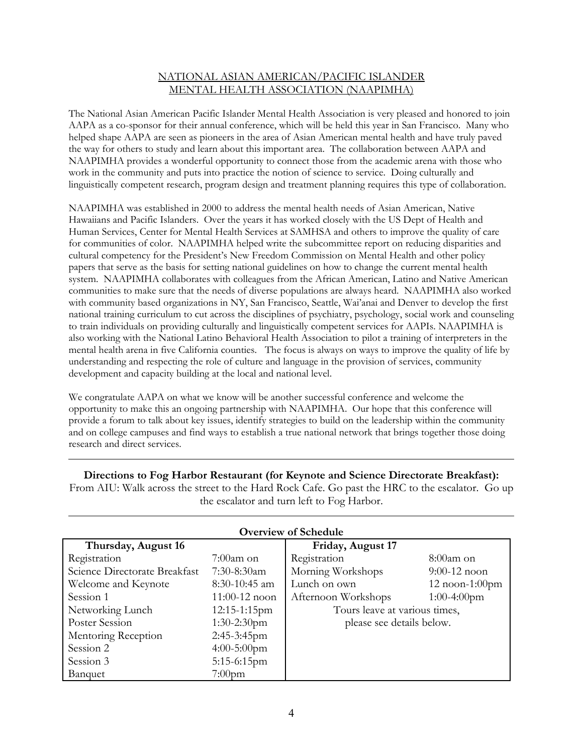## NATIONAL ASIAN AMERICAN/PACIFIC ISLANDER MENTAL HEALTH ASSOCIATION (NAAPIMHA)

The National Asian American Pacific Islander Mental Health Association is very pleased and honored to join AAPA as a co-sponsor for their annual conference, which will be held this year in San Francisco. Many who helped shape AAPA are seen as pioneers in the area of Asian American mental health and have truly paved the way for others to study and learn about this important area. The collaboration between AAPA and NAAPIMHA provides a wonderful opportunity to connect those from the academic arena with those who work in the community and puts into practice the notion of science to service. Doing culturally and linguistically competent research, program design and treatment planning requires this type of collaboration.

NAAPIMHA was established in 2000 to address the mental health needs of Asian American, Native Hawaiians and Pacific Islanders. Over the years it has worked closely with the US Dept of Health and Human Services, Center for Mental Health Services at SAMHSA and others to improve the quality of care for communities of color. NAAPIMHA helped write the subcommittee report on reducing disparities and cultural competency for the President's New Freedom Commission on Mental Health and other policy papers that serve as the basis for setting national guidelines on how to change the current mental health system. NAAPIMHA collaborates with colleagues from the African American, Latino and Native American communities to make sure that the needs of diverse populations are always heard. NAAPIMHA also worked with community based organizations in NY, San Francisco, Seattle, Wai'anai and Denver to develop the first national training curriculum to cut across the disciplines of psychiatry, psychology, social work and counseling to train individuals on providing culturally and linguistically competent services for AAPIs. NAAPIMHA is also working with the National Latino Behavioral Health Association to pilot a training of interpreters in the mental health arena in five California counties. The focus is always on ways to improve the quality of life by understanding and respecting the role of culture and language in the provision of services, community development and capacity building at the local and national level.

We congratulate AAPA on what we know will be another successful conference and welcome the opportunity to make this an ongoing partnership with NAAPIMHA. Our hope that this conference will provide a forum to talk about key issues, identify strategies to build on the leadership within the community and on college campuses and find ways to establish a true national network that brings together those doing research and direct services.

---

**Directions to Fog Harbor Restaurant (for Keynote and Science Directorate Breakfast):**
From AIU: Walk across the street to the Hard Rock Cafe. Go past the HRC to the escalator. Go up the escalator and turn left to Fog Harbor.

---

**Overview of Schedule**

| Thursday, August 16 | | Friday, August 17 | |
|---|---|---|---|
| Registration | 7:00am on | Registration | 8:00am on |
| Science Directorate Breakfast | 7:30-8:30am | Morning Workshops | 9:00-12 noon |
| Welcome and Keynote | 8:30-10:45 am | Lunch on own | 12 noon-1:00pm |
| Session 1 | 11:00-12 noon | Afternoon Workshops | 1:00-4:00pm |
| Networking Lunch | 12:15-1:15pm | Tours leave at various times, please see details below. | |
| Poster Session | 1:30-2:30pm | | |
| Mentoring Reception | 2:45-3:45pm | | |
| Session 2 | 4:00-5:00pm | | |
| Session 3 | 5:15-6:15pm | | |
| Banquet | 7:00pm | | |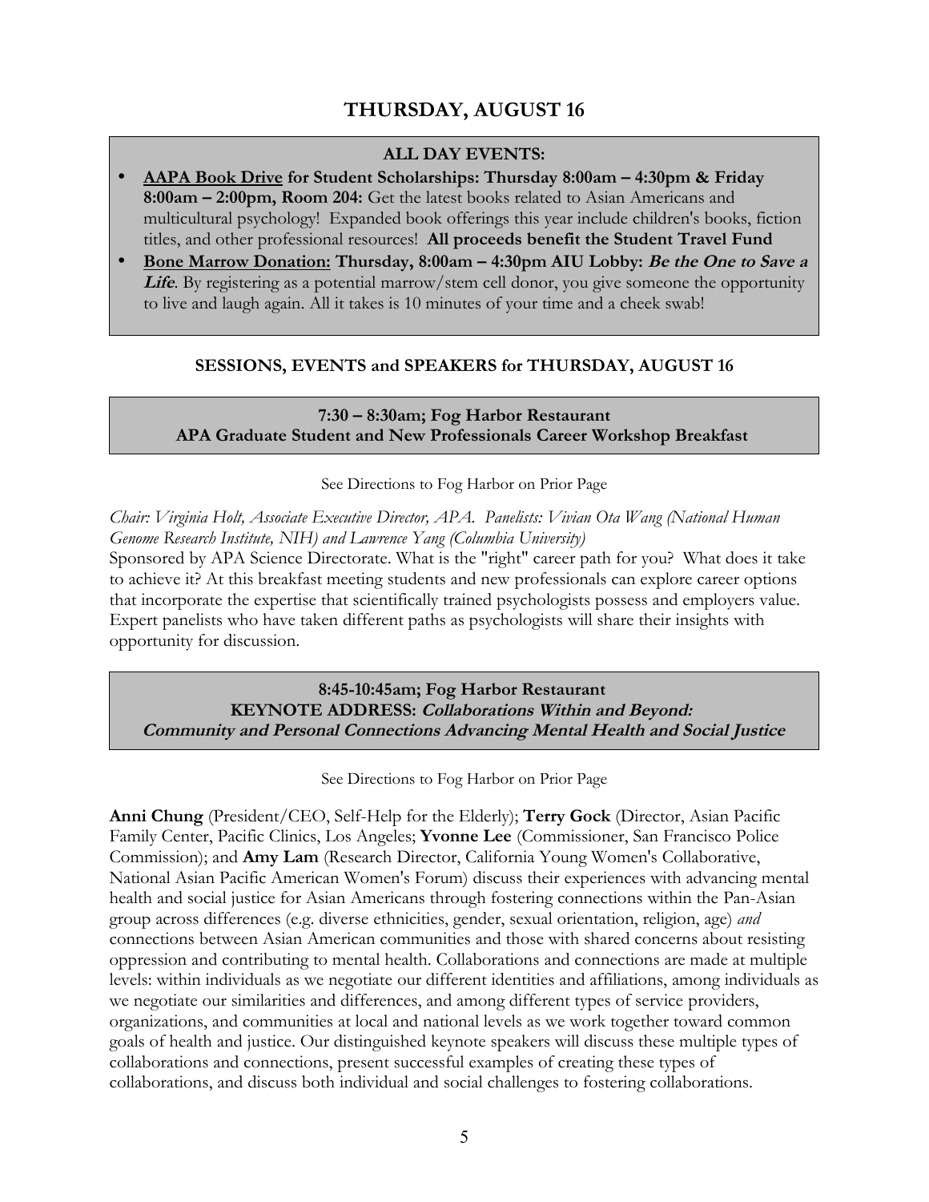# THURSDAY, AUGUST 16

**ALL DAY EVENTS:**

- **AAPA Book Drive for Student Scholarships: Thursday 8:00am – 4:30pm & Friday 8:00am – 2:00pm, Room 204:** Get the latest books related to Asian Americans and multicultural psychology! Expanded book offerings this year include children's books, fiction titles, and other professional resources! **All proceeds benefit the Student Travel Fund**
- **Bone Marrow Donation: Thursday, 8:00am – 4:30pm AIU Lobby:** ***Be the One to Save a Life***. By registering as a potential marrow/stem cell donor, you give someone the opportunity to live and laugh again. All it takes is 10 minutes of your time and a cheek swab!

## SESSIONS, EVENTS and SPEAKERS for THURSDAY, AUGUST 16

### 7:30 – 8:30am; Fog Harbor Restaurant
### APA Graduate Student and New Professionals Career Workshop Breakfast

See Directions to Fog Harbor on Prior Page

*Chair: Virginia Holt, Associate Executive Director, APA. Panelists: Vivian Ota Wang (National Human Genome Research Institute, NIH) and Lawrence Yang (Columbia University)*

Sponsored by APA Science Directorate. What is the "right" career path for you? What does it take to achieve it? At this breakfast meeting students and new professionals can explore career options that incorporate the expertise that scientifically trained psychologists possess and employers value. Expert panelists who have taken different paths as psychologists will share their insights with opportunity for discussion.

### 8:45-10:45am; Fog Harbor Restaurant
### KEYNOTE ADDRESS: *Collaborations Within and Beyond: Community and Personal Connections Advancing Mental Health and Social Justice*

See Directions to Fog Harbor on Prior Page

**Anni Chung** (President/CEO, Self-Help for the Elderly); **Terry Gock** (Director, Asian Pacific Family Center, Pacific Clinics, Los Angeles; **Yvonne Lee** (Commissioner, San Francisco Police Commission); and **Amy Lam** (Research Director, California Young Women's Collaborative, National Asian Pacific American Women's Forum) discuss their experiences with advancing mental health and social justice for Asian Americans through fostering connections within the Pan-Asian group across differences (e.g. diverse ethnicities, gender, sexual orientation, religion, age) *and* connections between Asian American communities and those with shared concerns about resisting oppression and contributing to mental health. Collaborations and connections are made at multiple levels: within individuals as we negotiate our different identities and affiliations, among individuals as we negotiate our similarities and differences, and among different types of service providers, organizations, and communities at local and national levels as we work together toward common goals of health and justice. Our distinguished keynote speakers will discuss these multiple types of collaborations and connections, present successful examples of creating these types of collaborations, and discuss both individual and social challenges to fostering collaborations.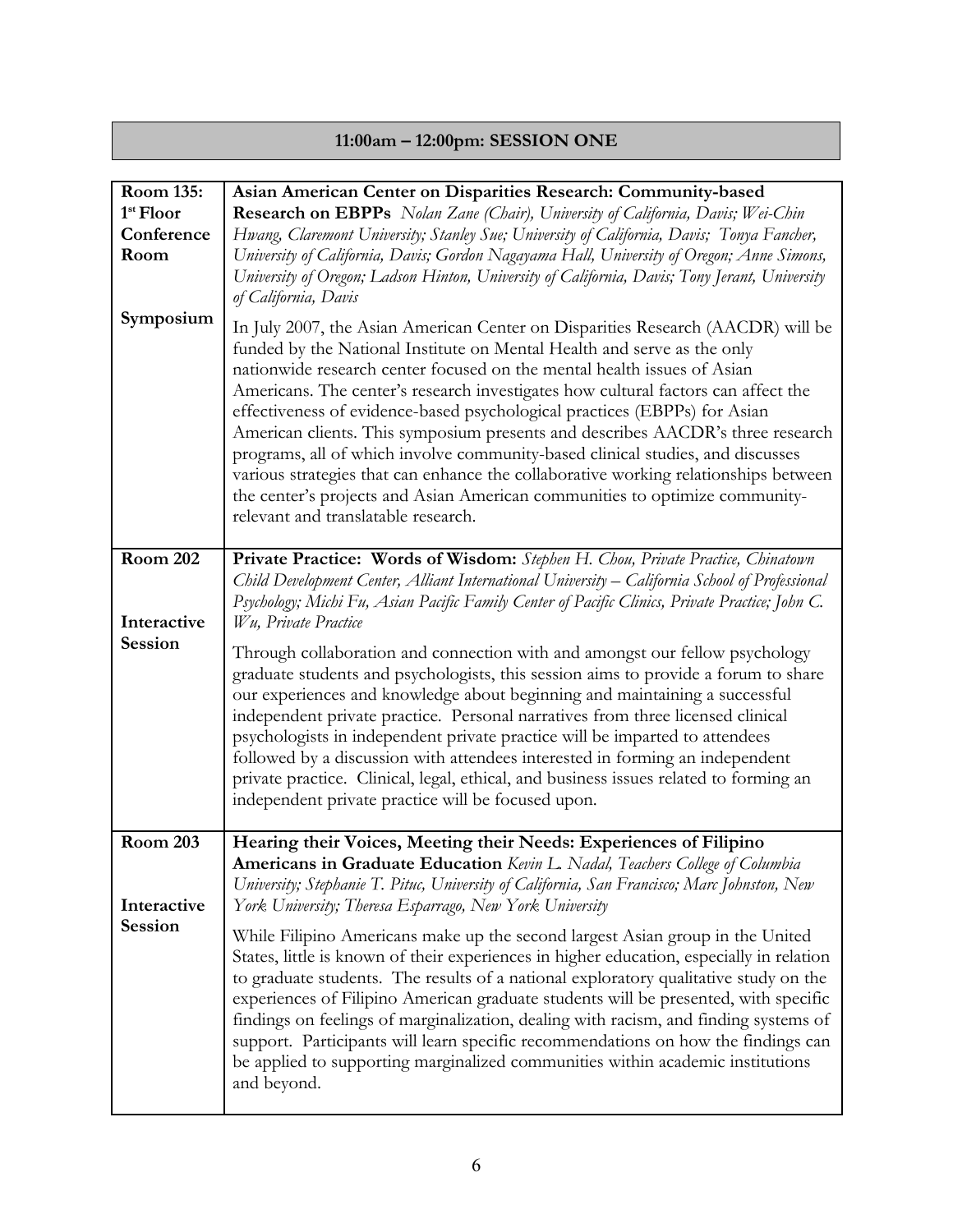## 11:00am – 12:00pm: SESSION ONE

| | |
|---|---|
| **Room 135: 1st Floor Conference Room**<br><br>**Symposium** | **Asian American Center on Disparities Research: Community-based Research on EBPPs** *Nolan Zane (Chair), University of California, Davis; Wei-Chin Hwang, Claremont University; Stanley Sue; University of California, Davis; Tonya Fancher, University of California, Davis; Gordon Nagayama Hall, University of Oregon; Anne Simons, University of Oregon; Ladson Hinton, University of California, Davis; Tony Jerant, University of California, Davis*<br><br>In July 2007, the Asian American Center on Disparities Research (AACDR) will be funded by the National Institute on Mental Health and serve as the only nationwide research center focused on the mental health issues of Asian Americans. The center's research investigates how cultural factors can affect the effectiveness of evidence-based psychological practices (EBPPs) for Asian American clients. This symposium presents and describes AACDR's three research programs, all of which involve community-based clinical studies, and discusses various strategies that can enhance the collaborative working relationships between the center's projects and Asian American communities to optimize community-relevant and translatable research. |
| **Room 202**<br><br>**Interactive Session** | **Private Practice: Words of Wisdom:** *Stephen H. Chou, Private Practice, Chinatown Child Development Center, Alliant International University – California School of Professional Psychology; Michi Fu, Asian Pacific Family Center of Pacific Clinics, Private Practice; John C. Wu, Private Practice*<br><br>Through collaboration and connection with and amongst our fellow psychology graduate students and psychologists, this session aims to provide a forum to share our experiences and knowledge about beginning and maintaining a successful independent private practice. Personal narratives from three licensed clinical psychologists in independent private practice will be imparted to attendees followed by a discussion with attendees interested in forming an independent private practice. Clinical, legal, ethical, and business issues related to forming an independent private practice will be focused upon. |
| **Room 203**<br><br>**Interactive Session** | **Hearing their Voices, Meeting their Needs: Experiences of Filipino Americans in Graduate Education** *Kevin L. Nadal, Teachers College of Columbia University; Stephanie T. Pituc, University of California, San Francisco; Marc Johnston, New York University; Theresa Esparrago, New York University*<br><br>While Filipino Americans make up the second largest Asian group in the United States, little is known of their experiences in higher education, especially in relation to graduate students. The results of a national exploratory qualitative study on the experiences of Filipino American graduate students will be presented, with specific findings on feelings of marginalization, dealing with racism, and finding systems of support. Participants will learn specific recommendations on how the findings can be applied to supporting marginalized communities within academic institutions and beyond. |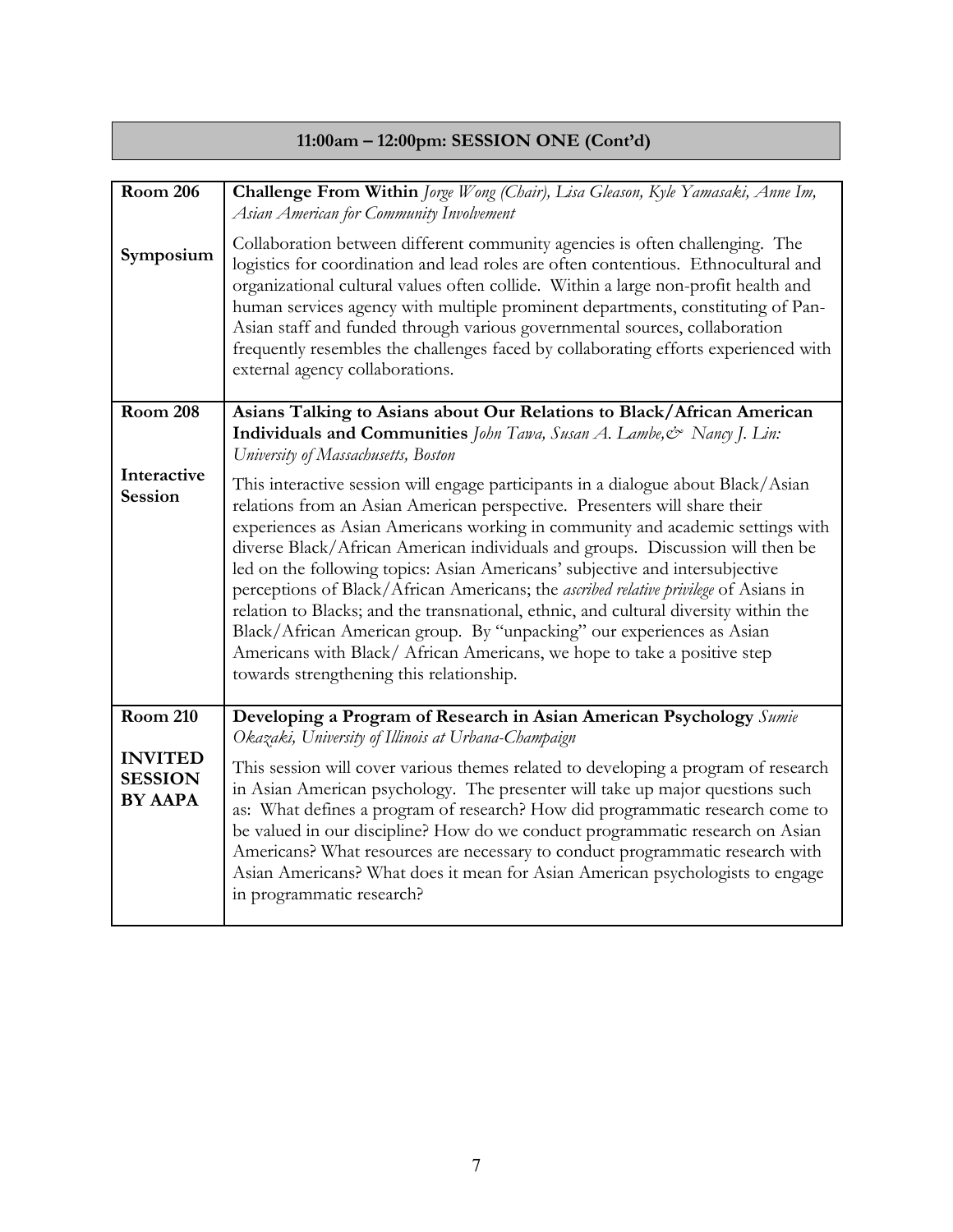## 11:00am – 12:00pm: SESSION ONE (Cont'd)

| | |
|---|---|
| **Room 206**<br><br>**Symposium** | **Challenge From Within** *Jorge Wong (Chair), Lisa Gleason, Kyle Yamasaki, Anne Im, Asian American for Community Involvement*<br><br>Collaboration between different community agencies is often challenging. The logistics for coordination and lead roles are often contentious. Ethnocultural and organizational cultural values often collide. Within a large non-profit health and human services agency with multiple prominent departments, constituting of Pan-Asian staff and funded through various governmental sources, collaboration frequently resembles the challenges faced by collaborating efforts experienced with external agency collaborations. |
| **Room 208**<br><br>**Interactive Session** | **Asians Talking to Asians about Our Relations to Black/African American Individuals and Communities** *John Tawa, Susan A. Lambe,& Nancy J. Lin: University of Massachusetts, Boston*<br><br>This interactive session will engage participants in a dialogue about Black/Asian relations from an Asian American perspective. Presenters will share their experiences as Asian Americans working in community and academic settings with diverse Black/African American individuals and groups. Discussion will then be led on the following topics: Asian Americans' subjective and intersubjective perceptions of Black/African Americans; the *ascribed relative privilege* of Asians in relation to Blacks; and the transnational, ethnic, and cultural diversity within the Black/African American group. By "unpacking" our experiences as Asian Americans with Black/ African Americans, we hope to take a positive step towards strengthening this relationship. |
| **Room 210**<br><br>**INVITED SESSION BY AAPA** | **Developing a Program of Research in Asian American Psychology** *Sumie Okazaki, University of Illinois at Urbana-Champaign*<br><br>This session will cover various themes related to developing a program of research in Asian American psychology. The presenter will take up major questions such as: What defines a program of research? How did programmatic research come to be valued in our discipline? How do we conduct programmatic research on Asian Americans? What resources are necessary to conduct programmatic research with Asian Americans? What does it mean for Asian American psychologists to engage in programmatic research? |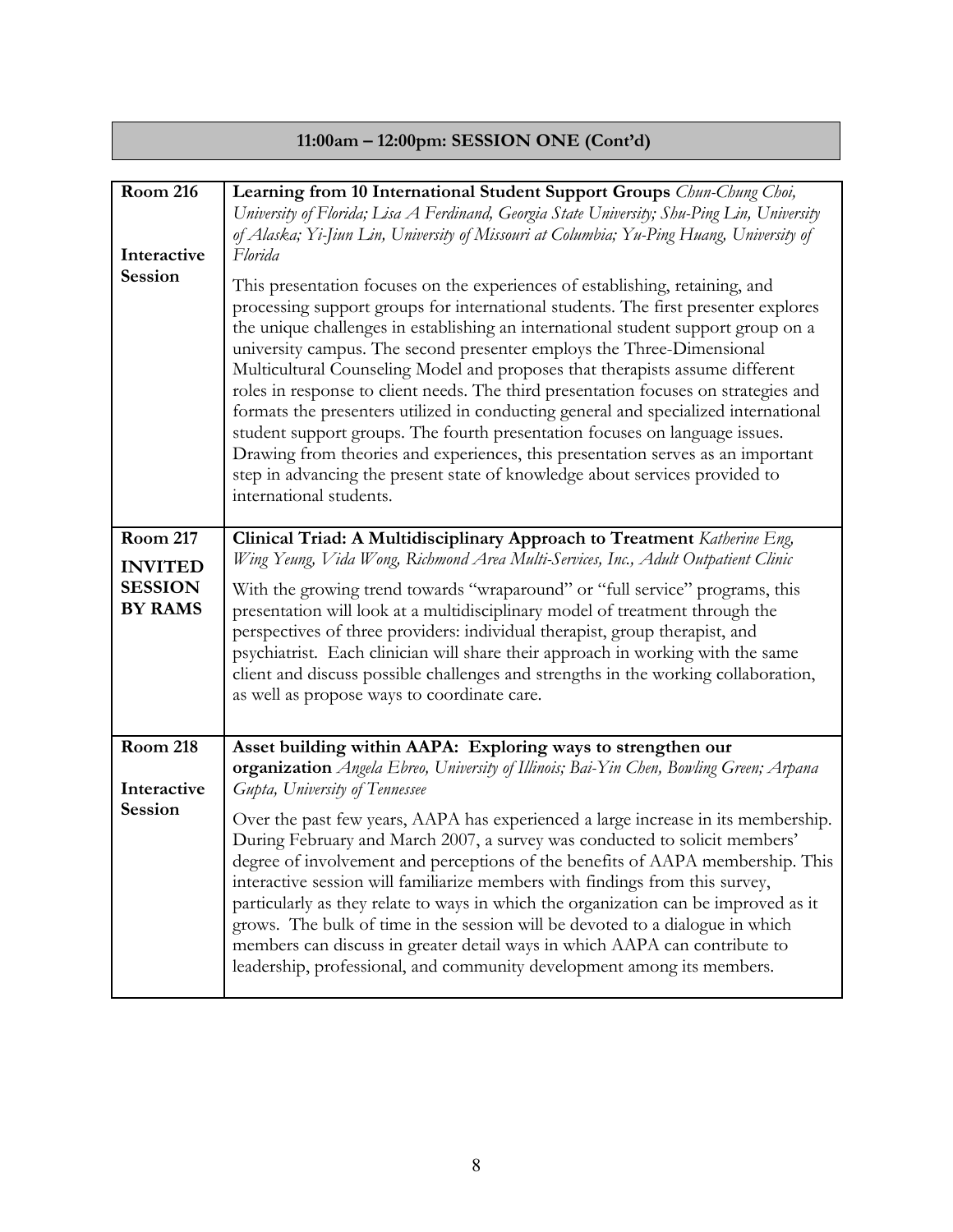## 11:00am – 12:00pm: SESSION ONE (Cont'd)

| | |
|---|---|
| **Room 216**<br><br>**Interactive Session** | **Learning from 10 International Student Support Groups** *Chun-Chung Choi, University of Florida; Lisa A Ferdinand, Georgia State University; Shu-Ping Lin, University of Alaska; Yi-Jiun Lin, University of Missouri at Columbia; Yu-Ping Huang, University of Florida*<br><br>This presentation focuses on the experiences of establishing, retaining, and processing support groups for international students. The first presenter explores the unique challenges in establishing an international student support group on a university campus. The second presenter employs the Three-Dimensional Multicultural Counseling Model and proposes that therapists assume different roles in response to client needs. The third presentation focuses on strategies and formats the presenters utilized in conducting general and specialized international student support groups. The fourth presentation focuses on language issues. Drawing from theories and experiences, this presentation serves as an important step in advancing the present state of knowledge about services provided to international students. |
| **Room 217**<br><br>**INVITED SESSION BY RAMS** | **Clinical Triad: A Multidisciplinary Approach to Treatment** *Katherine Eng, Wing Yeung, Vida Wong, Richmond Area Multi-Services, Inc., Adult Outpatient Clinic*<br><br>With the growing trend towards "wraparound" or "full service" programs, this presentation will look at a multidisciplinary model of treatment through the perspectives of three providers: individual therapist, group therapist, and psychiatrist. Each clinician will share their approach in working with the same client and discuss possible challenges and strengths in the working collaboration, as well as propose ways to coordinate care. |
| **Room 218**<br><br>**Interactive Session** | **Asset building within AAPA: Exploring ways to strengthen our organization** *Angela Ebreo, University of Illinois; Bai-Yin Chen, Bowling Green; Arpana Gupta, University of Tennessee*<br><br>Over the past few years, AAPA has experienced a large increase in its membership. During February and March 2007, a survey was conducted to solicit members' degree of involvement and perceptions of the benefits of AAPA membership. This interactive session will familiarize members with findings from this survey, particularly as they relate to ways in which the organization can be improved as it grows. The bulk of time in the session will be devoted to a dialogue in which members can discuss in greater detail ways in which AAPA can contribute to leadership, professional, and community development among its members. |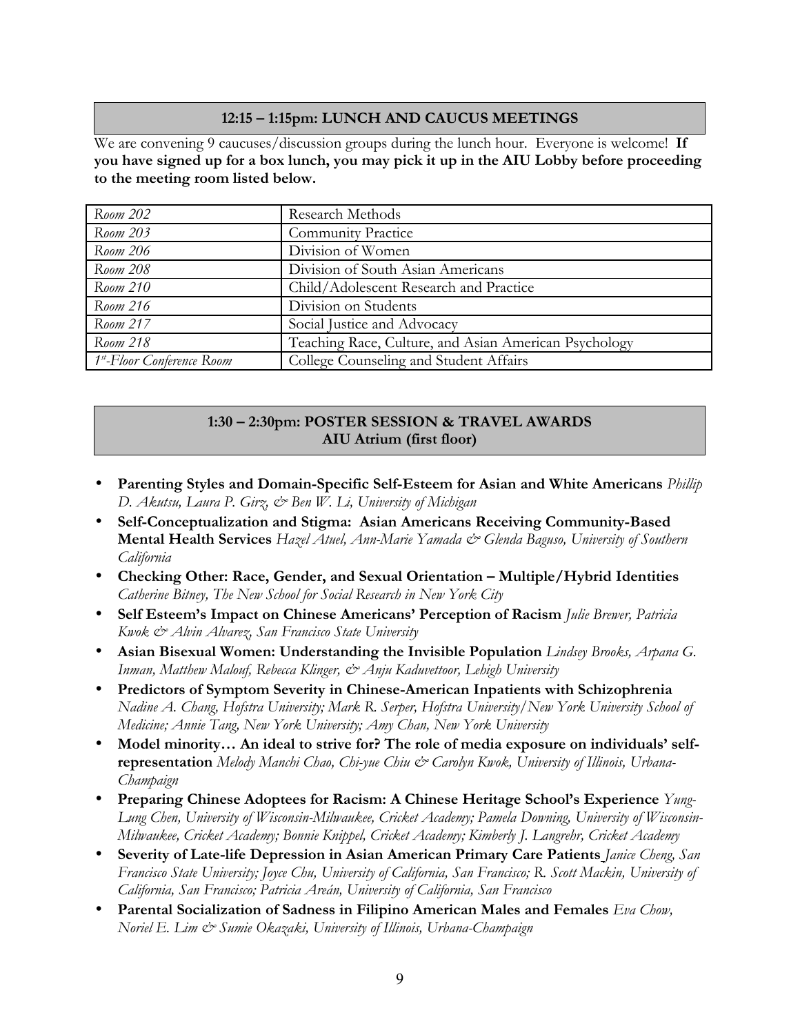## 12:15 – 1:15pm: LUNCH AND CAUCUS MEETINGS

We are convening 9 caucuses/discussion groups during the lunch hour. Everyone is welcome! **If you have signed up for a box lunch, you may pick it up in the AIU Lobby before proceeding to the meeting room listed below.**

| | |
|---|---|
| *Room 202* | Research Methods |
| *Room 203* | Community Practice |
| *Room 206* | Division of Women |
| *Room 208* | Division of South Asian Americans |
| *Room 210* | Child/Adolescent Research and Practice |
| *Room 216* | Division on Students |
| *Room 217* | Social Justice and Advocacy |
| *Room 218* | Teaching Race, Culture, and Asian American Psychology |
| *1st-Floor Conference Room* | College Counseling and Student Affairs |

## 1:30 – 2:30pm: POSTER SESSION & TRAVEL AWARDS
### AIU Atrium (first floor)

- **Parenting Styles and Domain-Specific Self-Esteem for Asian and White Americans** *Phillip D. Akutsu, Laura P. Girz, & Ben W. Li, University of Michigan*
- **Self-Conceptualization and Stigma: Asian Americans Receiving Community-Based Mental Health Services** *Hazel Atuel, Ann-Marie Yamada & Glenda Baguso, University of Southern California*
- **Checking Other: Race, Gender, and Sexual Orientation – Multiple/Hybrid Identities** *Catherine Bitney, The New School for Social Research in New York City*
- **Self Esteem's Impact on Chinese Americans' Perception of Racism** *Julie Brewer, Patricia Kwok & Alvin Alvarez, San Francisco State University*
- **Asian Bisexual Women: Understanding the Invisible Population** *Lindsey Brooks, Arpana G. Inman, Matthew Malouf, Rebecca Klinger, & Anju Kaduvettoor, Lehigh University*
- **Predictors of Symptom Severity in Chinese-American Inpatients with Schizophrenia** *Nadine A. Chang, Hofstra University; Mark R. Serper, Hofstra University/New York University School of Medicine; Annie Tang, New York University; Amy Chan, New York University*
- **Model minority… An ideal to strive for? The role of media exposure on individuals' self-representation** *Melody Manchi Chao, Chi-yue Chiu & Carolyn Kwok, University of Illinois, Urbana-Champaign*
- **Preparing Chinese Adoptees for Racism: A Chinese Heritage School's Experience** *Yung-Lung Chen, University of Wisconsin-Milwaukee, Cricket Academy; Pamela Downing, University of Wisconsin-Milwaukee, Cricket Academy; Bonnie Knippel, Cricket Academy; Kimberly J. Langrehr, Cricket Academy*
- **Severity of Late-life Depression in Asian American Primary Care Patients** *Janice Cheng, San Francisco State University; Joyce Chu, University of California, San Francisco; R. Scott Mackin, University of California, San Francisco; Patricia Areán, University of California, San Francisco*
- **Parental Socialization of Sadness in Filipino American Males and Females** *Eva Chow, Noriel E. Lim & Sumie Okazaki, University of Illinois, Urbana-Champaign*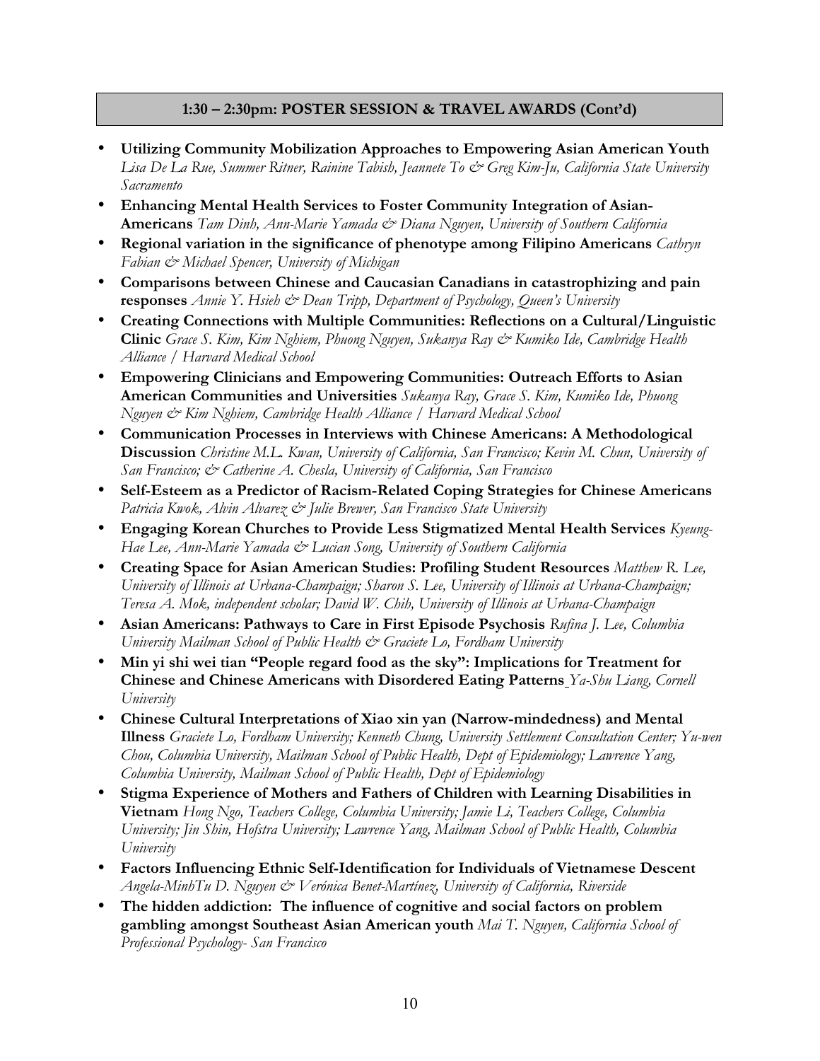### 1:30 – 2:30pm: POSTER SESSION & TRAVEL AWARDS (Cont'd)

- **Utilizing Community Mobilization Approaches to Empowering Asian American Youth** *Lisa De La Rue, Summer Ritner, Rainine Tabish, Jeannete To & Greg Kim-Ju, California State University Sacramento*
- **Enhancing Mental Health Services to Foster Community Integration of Asian-Americans** *Tam Dinh, Ann-Marie Yamada & Diana Nguyen, University of Southern California*
- **Regional variation in the significance of phenotype among Filipino Americans** *Cathryn Fabian & Michael Spencer, University of Michigan*
- **Comparisons between Chinese and Caucasian Canadians in catastrophizing and pain responses** *Annie Y. Hsieh & Dean Tripp, Department of Psychology, Queen's University*
- **Creating Connections with Multiple Communities: Reflections on a Cultural/Linguistic Clinic** *Grace S. Kim, Kim Nghiem, Phuong Nguyen, Sukanya Ray & Kumiko Ide, Cambridge Health Alliance / Harvard Medical School*
- **Empowering Clinicians and Empowering Communities: Outreach Efforts to Asian American Communities and Universities** *Sukanya Ray, Grace S. Kim, Kumiko Ide, Phuong Nguyen & Kim Nghiem, Cambridge Health Alliance / Harvard Medical School*
- **Communication Processes in Interviews with Chinese Americans: A Methodological Discussion** *Christine M.L. Kwan, University of California, San Francisco; Kevin M. Chun, University of San Francisco; & Catherine A. Chesla, University of California, San Francisco*
- **Self-Esteem as a Predictor of Racism-Related Coping Strategies for Chinese Americans** *Patricia Kwok, Alvin Alvarez & Julie Brewer, San Francisco State University*
- **Engaging Korean Churches to Provide Less Stigmatized Mental Health Services** *Kyeung-Hae Lee, Ann-Marie Yamada & Lucian Song, University of Southern California*
- **Creating Space for Asian American Studies: Profiling Student Resources** *Matthew R. Lee, University of Illinois at Urbana-Champaign; Sharon S. Lee, University of Illinois at Urbana-Champaign; Teresa A. Mok, independent scholar; David W. Chih, University of Illinois at Urbana-Champaign*
- **Asian Americans: Pathways to Care in First Episode Psychosis** *Rufina J. Lee, Columbia University Mailman School of Public Health & Graciete Lo, Fordham University*
- **Min yi shi wei tian "People regard food as the sky": Implications for Treatment for Chinese and Chinese Americans with Disordered Eating Patterns** *Ya-Shu Liang, Cornell University*
- **Chinese Cultural Interpretations of Xiao xin yan (Narrow-mindedness) and Mental Illness** *Graciete Lo, Fordham University; Kenneth Chung, University Settlement Consultation Center; Yu-wen Chou, Columbia University, Mailman School of Public Health, Dept of Epidemiology; Lawrence Yang, Columbia University, Mailman School of Public Health, Dept of Epidemiology*
- **Stigma Experience of Mothers and Fathers of Children with Learning Disabilities in Vietnam** *Hong Ngo, Teachers College, Columbia University; Jamie Li, Teachers College, Columbia University; Jin Shin, Hofstra University; Lawrence Yang, Mailman School of Public Health, Columbia University*
- **Factors Influencing Ethnic Self-Identification for Individuals of Vietnamese Descent** *Angela-MinhTu D. Nguyen & Verónica Benet-Martínez, University of California, Riverside*
- **The hidden addiction: The influence of cognitive and social factors on problem gambling amongst Southeast Asian American youth** *Mai T. Nguyen, California School of Professional Psychology- San Francisco*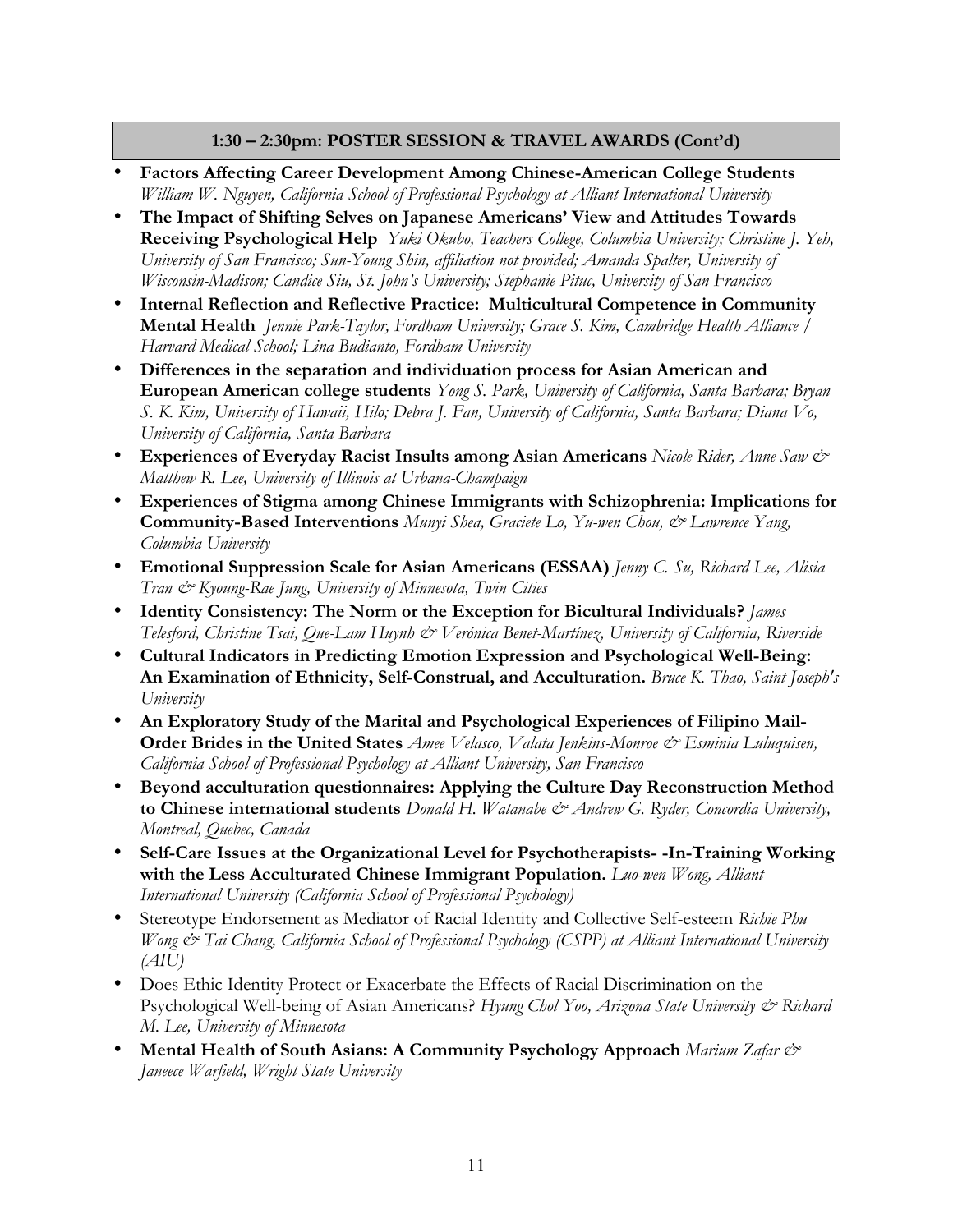## 1:30 – 2:30pm: POSTER SESSION & TRAVEL AWARDS (Cont'd)

- **Factors Affecting Career Development Among Chinese-American College Students** *William W. Nguyen, California School of Professional Psychology at Alliant International University*
- **The Impact of Shifting Selves on Japanese Americans' View and Attitudes Towards Receiving Psychological Help** *Yuki Okubo, Teachers College, Columbia University; Christine J. Yeh, University of San Francisco; Sun-Young Shin, affiliation not provided; Amanda Spalter, University of Wisconsin-Madison; Candice Siu, St. John's University; Stephanie Pituc, University of San Francisco*
- **Internal Reflection and Reflective Practice: Multicultural Competence in Community Mental Health** *Jennie Park-Taylor, Fordham University; Grace S. Kim, Cambridge Health Alliance / Harvard Medical School; Lina Budianto, Fordham University*
- **Differences in the separation and individuation process for Asian American and European American college students** *Yong S. Park, University of California, Santa Barbara; Bryan S. K. Kim, University of Hawaii, Hilo; Debra J. Fan, University of California, Santa Barbara; Diana Vo, University of California, Santa Barbara*
- **Experiences of Everyday Racist Insults among Asian Americans** *Nicole Rider, Anne Saw & Matthew R. Lee, University of Illinois at Urbana-Champaign*
- **Experiences of Stigma among Chinese Immigrants with Schizophrenia: Implications for Community-Based Interventions** *Munyi Shea, Graciete Lo, Yu-wen Chou, & Lawrence Yang, Columbia University*
- **Emotional Suppression Scale for Asian Americans (ESSAA)** *Jenny C. Su, Richard Lee, Alisia Tran & Kyoung-Rae Jung, University of Minnesota, Twin Cities*
- **Identity Consistency: The Norm or the Exception for Bicultural Individuals?** *James Telesford, Christine Tsai, Que-Lam Huynh & Verónica Benet-Martínez, University of California, Riverside*
- **Cultural Indicators in Predicting Emotion Expression and Psychological Well-Being: An Examination of Ethnicity, Self-Construal, and Acculturation.** *Bruce K. Thao, Saint Joseph's University*
- **An Exploratory Study of the Marital and Psychological Experiences of Filipino Mail-Order Brides in the United States** *Amee Velasco, Valata Jenkins-Monroe & Esminia Luluquisen, California School of Professional Psychology at Alliant University, San Francisco*
- **Beyond acculturation questionnaires: Applying the Culture Day Reconstruction Method to Chinese international students** *Donald H. Watanabe & Andrew G. Ryder, Concordia University, Montreal, Quebec, Canada*
- **Self-Care Issues at the Organizational Level for Psychotherapists- -In-Training Working with the Less Acculturated Chinese Immigrant Population.** *Luo-wen Wong, Alliant International University (California School of Professional Psychology)*
- Stereotype Endorsement as Mediator of Racial Identity and Collective Self-esteem *Richie Phu Wong & Tai Chang, California School of Professional Psychology (CSPP) at Alliant International University (AIU)*
- Does Ethic Identity Protect or Exacerbate the Effects of Racial Discrimination on the Psychological Well-being of Asian Americans? *Hyung Chol Yoo, Arizona State University & Richard M. Lee, University of Minnesota*
- **Mental Health of South Asians: A Community Psychology Approach** *Marium Zafar & Janeece Warfield, Wright State University*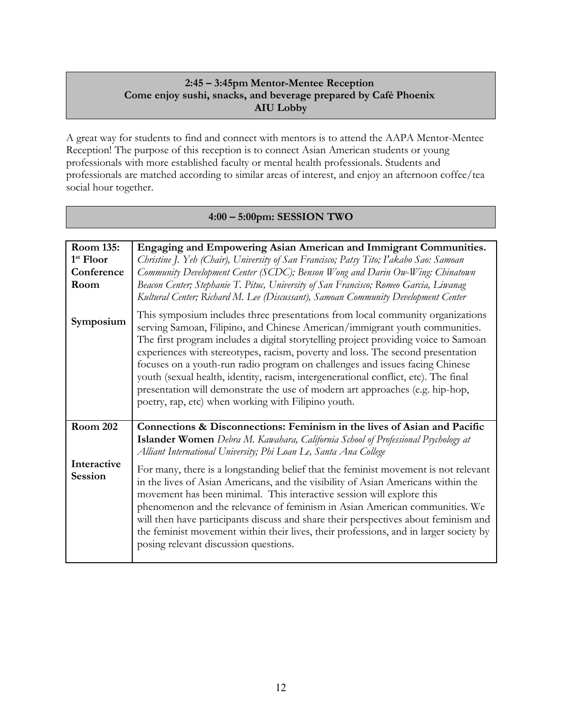**2:45 – 3:45pm Mentor-Mentee Reception**
**Come enjoy sushi, snacks, and beverage prepared by Café Phoenix**
**AIU Lobby**

A great way for students to find and connect with mentors is to attend the AAPA Mentor-Mentee Reception! The purpose of this reception is to connect Asian American students or young professionals with more established faculty or mental health professionals. Students and professionals are matched according to similar areas of interest, and enjoy an afternoon coffee/tea social hour together.

## 4:00 – 5:00pm: SESSION TWO

| | |
|---|---|
| **Room 135: 1st Floor Conference Room**<br><br>**Symposium** | **Engaging and Empowering Asian American and Immigrant Communities.** *Christine J. Yeh (Chair), University of San Francisco; Patsy Tito; I'akabo Sao: Samoan Community Development Center (SCDC); Benson Wong and Darin Ow-Wing: Chinatown Beacon Center; Stephanie T. Pituc, University of San Francisco; Romeo Garcia, Liwanag Kultural Center; Richard M. Lee (Discussant), Samoan Community Development Center*<br><br>This symposium includes three presentations from local community organizations serving Samoan, Filipino, and Chinese American/immigrant youth communities. The first program includes a digital storytelling project providing voice to Samoan experiences with stereotypes, racism, poverty and loss. The second presentation focuses on a youth-run radio program on challenges and issues facing Chinese youth (sexual health, identity, racism, intergenerational conflict, etc). The final presentation will demonstrate the use of modern art approaches (e.g. hip-hop, poetry, rap, etc) when working with Filipino youth. |
| **Room 202**<br><br>**Interactive Session** | **Connections & Disconnections: Feminism in the lives of Asian and Pacific Islander Women** *Debra M. Kawahara, California School of Professional Psychology at Alliant International University; Phi Loan Le, Santa Ana College*<br><br>For many, there is a longstanding belief that the feminist movement is not relevant in the lives of Asian Americans, and the visibility of Asian Americans within the movement has been minimal. This interactive session will explore this phenomenon and the relevance of feminism in Asian American communities. We will then have participants discuss and share their perspectives about feminism and the feminist movement within their lives, their professions, and in larger society by posing relevant discussion questions. |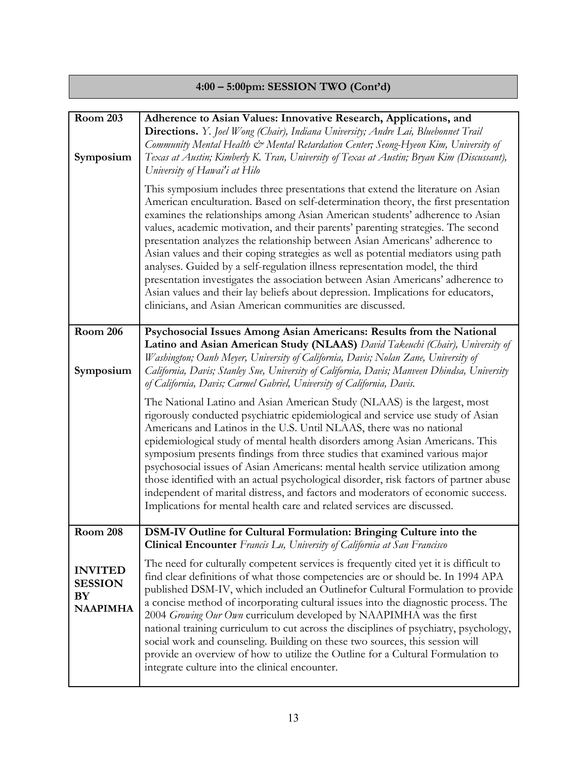## 4:00 – 5:00pm: SESSION TWO (Cont'd)

| | |
|---|---|
| **Room 203**<br><br>**Symposium** | **Adherence to Asian Values: Innovative Research, Applications, and Directions.** *Y. Joel Wong (Chair), Indiana University; Andre Lai, Bluebonnet Trail Community Mental Health & Mental Retardation Center; Seong-Hyeon Kim, University of Texas at Austin; Kimberly K. Tran, University of Texas at Austin; Bryan Kim (Discussant), University of Hawai'i at Hilo*<br><br>This symposium includes three presentations that extend the literature on Asian American enculturation. Based on self-determination theory, the first presentation examines the relationships among Asian American students' adherence to Asian values, academic motivation, and their parents' parenting strategies. The second presentation analyzes the relationship between Asian Americans' adherence to Asian values and their coping strategies as well as potential mediators using path analyses. Guided by a self-regulation illness representation model, the third presentation investigates the association between Asian Americans' adherence to Asian values and their lay beliefs about depression. Implications for educators, clinicians, and Asian American communities are discussed. |
| **Room 206**<br><br>**Symposium** | **Psychosocial Issues Among Asian Americans: Results from the National Latino and Asian American Study (NLAAS)** *David Takeuchi (Chair), University of Washington; Oanh Meyer, University of California, Davis; Nolan Zane, University of California, Davis; Stanley Sue, University of California, Davis; Manveen Dhindsa, University of California, Davis; Carmel Gabriel, University of California, Davis.*<br><br>The National Latino and Asian American Study (NLAAS) is the largest, most rigorously conducted psychiatric epidemiological and service use study of Asian Americans and Latinos in the U.S. Until NLAAS, there was no national epidemiological study of mental health disorders among Asian Americans. This symposium presents findings from three studies that examined various major psychosocial issues of Asian Americans: mental health service utilization among those identified with an actual psychological disorder, risk factors of partner abuse independent of marital distress, and factors and moderators of economic success. Implications for mental health care and related services are discussed. |
| **Room 208**<br><br>**INVITED SESSION BY NAAPIMHA** | **DSM-IV Outline for Cultural Formulation: Bringing Culture into the Clinical Encounter** *Francis Lu, University of California at San Francisco*<br><br>The need for culturally competent services is frequently cited yet it is difficult to find clear definitions of what those competencies are or should be. In 1994 APA published DSM-IV, which included an Outlinefor Cultural Formulation to provide a concise method of incorporating cultural issues into the diagnostic process. The 2004 *Growing Our Own* curriculum developed by NAAPIMHA was the first national training curriculum to cut across the disciplines of psychiatry, psychology, social work and counseling. Building on these two sources, this session will provide an overview of how to utilize the Outline for a Cultural Formulation to integrate culture into the clinical encounter. |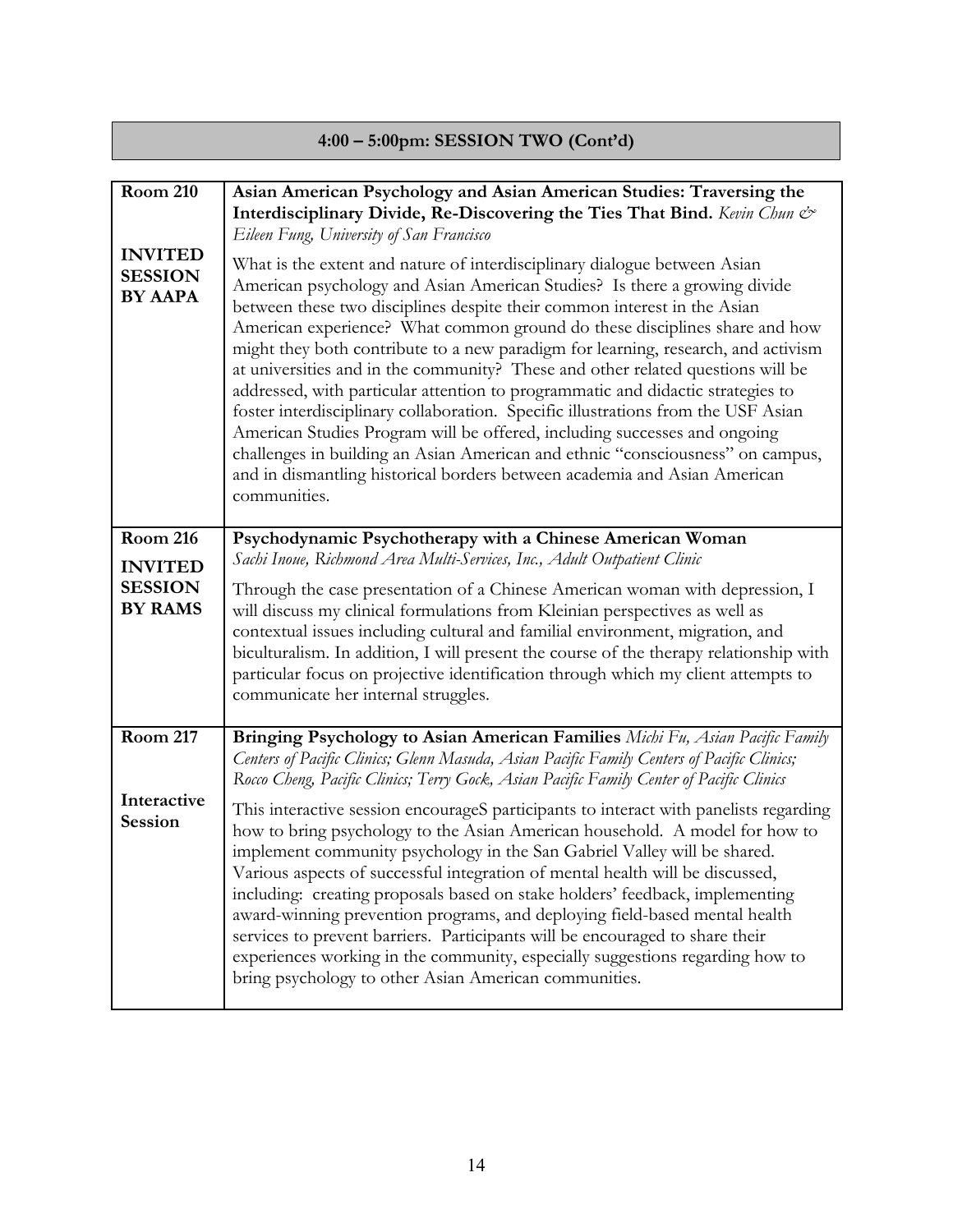## 4:00 – 5:00pm: SESSION TWO (Cont'd)

| | |
|---|---|
| **Room 210**<br><br>**INVITED SESSION BY AAPA** | **Asian American Psychology and Asian American Studies: Traversing the Interdisciplinary Divide, Re-Discovering the Ties That Bind.** *Kevin Chun & Eileen Fung, University of San Francisco*<br><br>What is the extent and nature of interdisciplinary dialogue between Asian American psychology and Asian American Studies? Is there a growing divide between these two disciplines despite their common interest in the Asian American experience? What common ground do these disciplines share and how might they both contribute to a new paradigm for learning, research, and activism at universities and in the community? These and other related questions will be addressed, with particular attention to programmatic and didactic strategies to foster interdisciplinary collaboration. Specific illustrations from the USF Asian American Studies Program will be offered, including successes and ongoing challenges in building an Asian American and ethnic "consciousness" on campus, and in dismantling historical borders between academia and Asian American communities. |
| **Room 216**<br><br>**INVITED SESSION BY RAMS** | **Psychodynamic Psychotherapy with a Chinese American Woman** *Sachi Inoue, Richmond Area Multi-Services, Inc., Adult Outpatient Clinic*<br><br>Through the case presentation of a Chinese American woman with depression, I will discuss my clinical formulations from Kleinian perspectives as well as contextual issues including cultural and familial environment, migration, and biculturalism. In addition, I will present the course of the therapy relationship with particular focus on projective identification through which my client attempts to communicate her internal struggles. |
| **Room 217**<br><br>**Interactive Session** | **Bringing Psychology to Asian American Families** *Michi Fu, Asian Pacific Family Centers of Pacific Clinics; Glenn Masuda, Asian Pacific Family Centers of Pacific Clinics; Rocco Cheng, Pacific Clinics; Terry Gock, Asian Pacific Family Center of Pacific Clinics*<br><br>This interactive session encourageS participants to interact with panelists regarding how to bring psychology to the Asian American household. A model for how to implement community psychology in the San Gabriel Valley will be shared. Various aspects of successful integration of mental health will be discussed, including: creating proposals based on stake holders' feedback, implementing award-winning prevention programs, and deploying field-based mental health services to prevent barriers. Participants will be encouraged to share their experiences working in the community, especially suggestions regarding how to bring psychology to other Asian American communities. |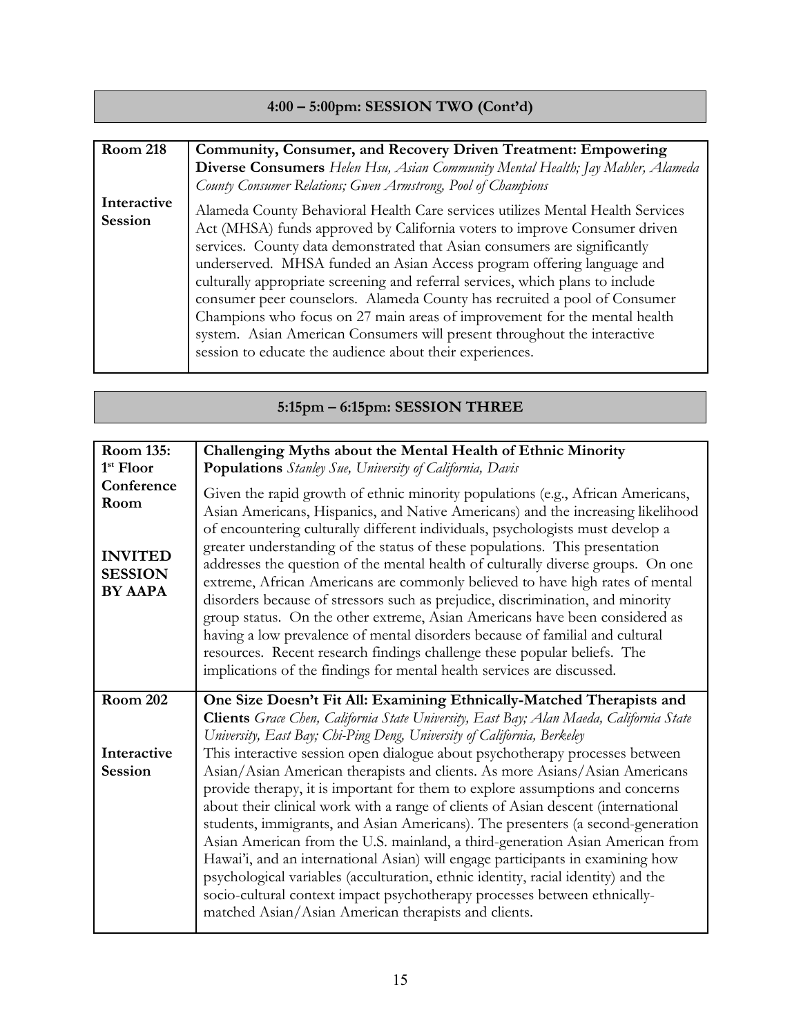## 4:00 – 5:00pm: SESSION TWO (Cont'd)

| | |
|---|---|
| **Room 218**<br><br>**Interactive Session** | **Community, Consumer, and Recovery Driven Treatment: Empowering Diverse Consumers** *Helen Hsu, Asian Community Mental Health; Jay Mahler, Alameda County Consumer Relations; Gwen Armstrong, Pool of Champions*<br><br>Alameda County Behavioral Health Care services utilizes Mental Health Services Act (MHSA) funds approved by California voters to improve Consumer driven services. County data demonstrated that Asian consumers are significantly underserved. MHSA funded an Asian Access program offering language and culturally appropriate screening and referral services, which plans to include consumer peer counselors. Alameda County has recruited a pool of Consumer Champions who focus on 27 main areas of improvement for the mental health system. Asian American Consumers will present throughout the interactive session to educate the audience about their experiences. |

## 5:15pm – 6:15pm: SESSION THREE

| | |
|---|---|
| **Room 135: 1st Floor Conference Room**<br><br>**INVITED SESSION BY AAPA** | **Challenging Myths about the Mental Health of Ethnic Minority Populations** *Stanley Sue, University of California, Davis*<br><br>Given the rapid growth of ethnic minority populations (e.g., African Americans, Asian Americans, Hispanics, and Native Americans) and the increasing likelihood of encountering culturally different individuals, psychologists must develop a greater understanding of the status of these populations. This presentation addresses the question of the mental health of culturally diverse groups. On one extreme, African Americans are commonly believed to have high rates of mental disorders because of stressors such as prejudice, discrimination, and minority group status. On the other extreme, Asian Americans have been considered as having a low prevalence of mental disorders because of familial and cultural resources. Recent research findings challenge these popular beliefs. The implications of the findings for mental health services are discussed. |
| **Room 202**<br><br>**Interactive Session** | **One Size Doesn't Fit All: Examining Ethnically-Matched Therapists and Clients** *Grace Chen, California State University, East Bay; Alan Maeda, California State University, East Bay; Chi-Ping Deng, University of California, Berkeley*<br><br>This interactive session open dialogue about psychotherapy processes between Asian/Asian American therapists and clients. As more Asians/Asian Americans provide therapy, it is important for them to explore assumptions and concerns about their clinical work with a range of clients of Asian descent (international students, immigrants, and Asian Americans). The presenters (a second-generation Asian American from the U.S. mainland, a third-generation Asian American from Hawai'i, and an international Asian) will engage participants in examining how psychological variables (acculturation, ethnic identity, racial identity) and the socio-cultural context impact psychotherapy processes between ethnically-matched Asian/Asian American therapists and clients. |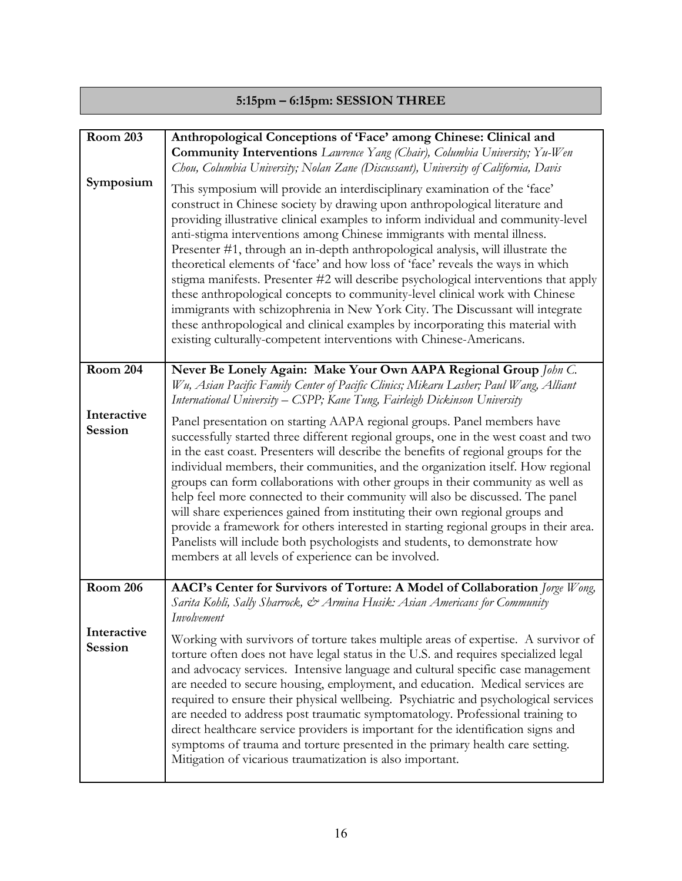## 5:15pm – 6:15pm: SESSION THREE

| | |
|---|---|
| **Room 203**<br><br>**Symposium** | **Anthropological Conceptions of 'Face' among Chinese: Clinical and Community Interventions** *Lawrence Yang (Chair), Columbia University; Yu-Wen Chou, Columbia University; Nolan Zane (Discussant), University of California, Davis*<br><br>This symposium will provide an interdisciplinary examination of the 'face' construct in Chinese society by drawing upon anthropological literature and providing illustrative clinical examples to inform individual and community-level anti-stigma interventions among Chinese immigrants with mental illness. Presenter #1, through an in-depth anthropological analysis, will illustrate the theoretical elements of 'face' and how loss of 'face' reveals the ways in which stigma manifests. Presenter #2 will describe psychological interventions that apply these anthropological concepts to community-level clinical work with Chinese immigrants with schizophrenia in New York City. The Discussant will integrate these anthropological and clinical examples by incorporating this material with existing culturally-competent interventions with Chinese-Americans. |
| **Room 204**<br><br>**Interactive Session** | **Never Be Lonely Again: Make Your Own AAPA Regional Group** *John C. Wu, Asian Pacific Family Center of Pacific Clinics; Mikaru Lasher; Paul Wang, Alliant International University – CSPP; Kane Tung, Fairleigh Dickinson University*<br><br>Panel presentation on starting AAPA regional groups. Panel members have successfully started three different regional groups, one in the west coast and two in the east coast. Presenters will describe the benefits of regional groups for the individual members, their communities, and the organization itself. How regional groups can form collaborations with other groups in their community as well as help feel more connected to their community will also be discussed. The panel will share experiences gained from instituting their own regional groups and provide a framework for others interested in starting regional groups in their area. Panelists will include both psychologists and students, to demonstrate how members at all levels of experience can be involved. |
| **Room 206**<br><br>**Interactive Session** | **AACI's Center for Survivors of Torture: A Model of Collaboration** *Jorge Wong, Sarita Kohli, Sally Sharrock, & Armina Husik: Asian Americans for Community Involvement*<br><br>Working with survivors of torture takes multiple areas of expertise. A survivor of torture often does not have legal status in the U.S. and requires specialized legal and advocacy services. Intensive language and cultural specific case management are needed to secure housing, employment, and education. Medical services are required to ensure their physical wellbeing. Psychiatric and psychological services are needed to address post traumatic symptomatology. Professional training to direct healthcare service providers is important for the identification signs and symptoms of trauma and torture presented in the primary health care setting. Mitigation of vicarious traumatization is also important. |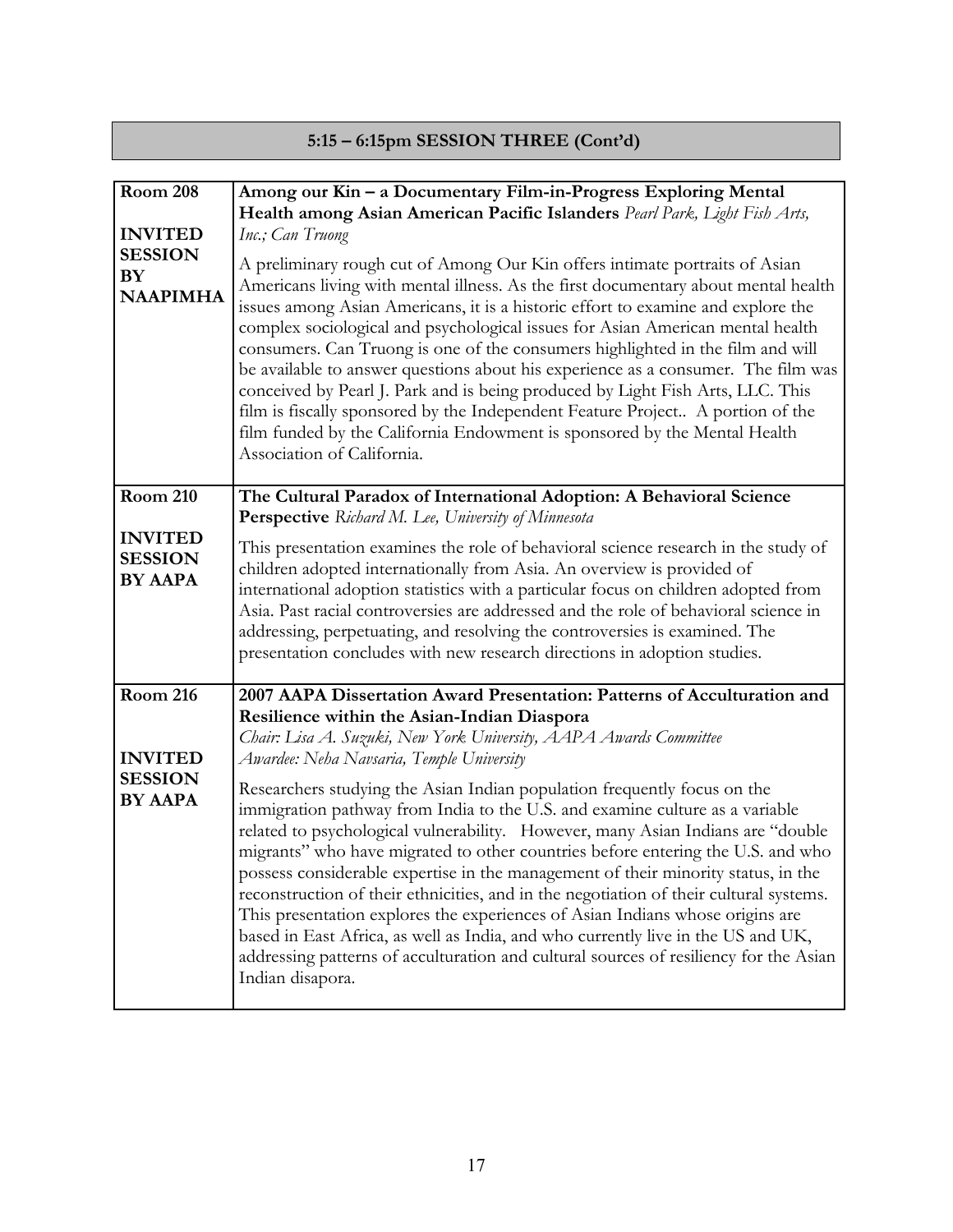## 5:15 – 6:15pm SESSION THREE (Cont'd)

| | |
|---|---|
| **Room 208**<br><br>**INVITED SESSION BY NAAPIMHA** | **Among our Kin – a Documentary Film-in-Progress Exploring Mental Health among Asian American Pacific Islanders** *Pearl Park, Light Fish Arts, Inc.; Can Truong*<br><br>A preliminary rough cut of Among Our Kin offers intimate portraits of Asian Americans living with mental illness. As the first documentary about mental health issues among Asian Americans, it is a historic effort to examine and explore the complex sociological and psychological issues for Asian American mental health consumers. Can Truong is one of the consumers highlighted in the film and will be available to answer questions about his experience as a consumer. The film was conceived by Pearl J. Park and is being produced by Light Fish Arts, LLC. This film is fiscally sponsored by the Independent Feature Project.. A portion of the film funded by the California Endowment is sponsored by the Mental Health Association of California. |
| **Room 210**<br><br>**INVITED SESSION BY AAPA** | **The Cultural Paradox of International Adoption: A Behavioral Science Perspective** *Richard M. Lee, University of Minnesota*<br><br>This presentation examines the role of behavioral science research in the study of children adopted internationally from Asia. An overview is provided of international adoption statistics with a particular focus on children adopted from Asia. Past racial controversies are addressed and the role of behavioral science in addressing, perpetuating, and resolving the controversies is examined. The presentation concludes with new research directions in adoption studies. |
| **Room 216**<br><br>**INVITED SESSION BY AAPA** | **2007 AAPA Dissertation Award Presentation: Patterns of Acculturation and Resilience within the Asian-Indian Diaspora**<br>*Chair: Lisa A. Suzuki, New York University, AAPA Awards Committee*<br>*Awardee: Neha Navsaria, Temple University*<br><br>Researchers studying the Asian Indian population frequently focus on the immigration pathway from India to the U.S. and examine culture as a variable related to psychological vulnerability. However, many Asian Indians are "double migrants" who have migrated to other countries before entering the U.S. and who possess considerable expertise in the management of their minority status, in the reconstruction of their ethnicities, and in the negotiation of their cultural systems. This presentation explores the experiences of Asian Indians whose origins are based in East Africa, as well as India, and who currently live in the US and UK, addressing patterns of acculturation and cultural sources of resiliency for the Asian Indian disapora. |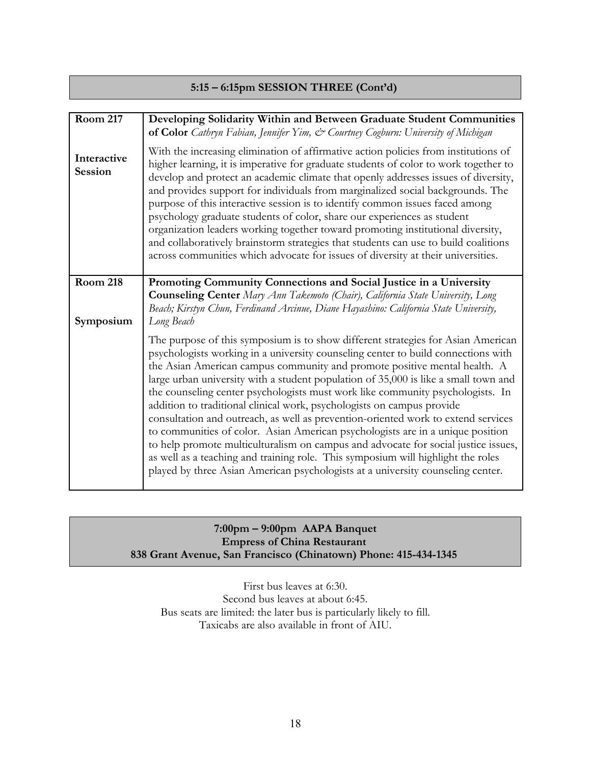## 5:15 – 6:15pm SESSION THREE (Cont'd)

| | |
|---|---|
| **Room 217**<br><br>**Interactive Session** | **Developing Solidarity Within and Between Graduate Student Communities of Color** *Cathryn Fabian, Jennifer Yim, & Courtney Cogburn: University of Michigan*<br><br>With the increasing elimination of affirmative action policies from institutions of higher learning, it is imperative for graduate students of color to work together to develop and protect an academic climate that openly addresses issues of diversity, and provides support for individuals from marginalized social backgrounds. The purpose of this interactive session is to identify common issues faced among psychology graduate students of color, share our experiences as student organization leaders working together toward promoting institutional diversity, and collaboratively brainstorm strategies that students can use to build coalitions across communities which advocate for issues of diversity at their universities. |
| **Room 218**<br><br>**Symposium** | **Promoting Community Connections and Social Justice in a University Counseling Center** *Mary Ann Takemoto (Chair), California State University, Long Beach; Kirstyn Chun, Ferdinand Arcinue, Diane Hayashino: California State University, Long Beach*<br><br>The purpose of this symposium is to show different strategies for Asian American psychologists working in a university counseling center to build connections with the Asian American campus community and promote positive mental health. A large urban university with a student population of 35,000 is like a small town and the counseling center psychologists must work like community psychologists. In addition to traditional clinical work, psychologists on campus provide consultation and outreach, as well as prevention-oriented work to extend services to communities of color. Asian American psychologists are in a unique position to help promote multiculturalism on campus and advocate for social justice issues, as well as a teaching and training role. This symposium will highlight the roles played by three Asian American psychologists at a university counseling center. |

## 7:00pm – 9:00pm AAPA Banquet
**Empress of China Restaurant**
**838 Grant Avenue, San Francisco (Chinatown) Phone: 415-434-1345**

First bus leaves at 6:30.
Second bus leaves at about 6:45.
Bus seats are limited: the later bus is particularly likely to fill.
Taxicabs are also available in front of AIU.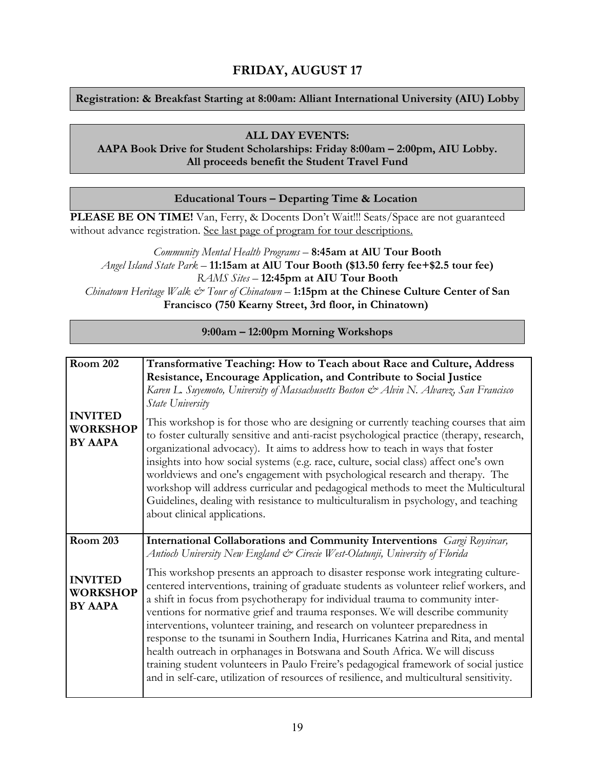# FRIDAY, AUGUST 17

**Registration: & Breakfast Starting at 8:00am: Alliant International University (AIU) Lobby**

**ALL DAY EVENTS:**
**AAPA Book Drive for Student Scholarships: Friday 8:00am – 2:00pm, AIU Lobby.**
**All proceeds benefit the Student Travel Fund**

**Educational Tours – Departing Time & Location**

**PLEASE BE ON TIME!** Van, Ferry, & Docents Don't Wait!!! Seats/Space are not guaranteed without advance registration. See last page of program for tour descriptions.

*Community Mental Health Programs* – **8:45am at AIU Tour Booth**
*Angel Island State Park* – **11:15am at AIU Tour Booth ($13.50 ferry fee+$2.5 tour fee)**
*RAMS Sites* – **12:45pm at AIU Tour Booth**
*Chinatown Heritage Walk & Tour of Chinatown* – **1:15pm at the Chinese Culture Center of San Francisco (750 Kearny Street, 3rd floor, in Chinatown)**

**9:00am – 12:00pm Morning Workshops**

| | |
|---|---|
| **Room 202**<br><br>**INVITED WORKSHOP BY AAPA** | **Transformative Teaching: How to Teach about Race and Culture, Address Resistance, Encourage Application, and Contribute to Social Justice**<br>*Karen L. Suyemoto, University of Massachusetts Boston & Alvin N. Alvarez, San Francisco State University*<br><br>This workshop is for those who are designing or currently teaching courses that aim to foster culturally sensitive and anti-racist psychological practice (therapy, research, organizational advocacy). It aims to address how to teach in ways that foster insights into how social systems (e.g. race, culture, social class) affect one's own worldviews and one's engagement with psychological research and therapy. The workshop will address curricular and pedagogical methods to meet the Multicultural Guidelines, dealing with resistance to multiculturalism in psychology, and teaching about clinical applications. |
| **Room 203**<br><br>**INVITED WORKSHOP BY AAPA** | **International Collaborations and Community Interventions** *Gargi Roysircar, Antioch University New England & Cirecie West-Olatunji, University of Florida*<br><br>This workshop presents an approach to disaster response work integrating culture-centered interventions, training of graduate students as volunteer relief workers, and a shift in focus from psychotherapy for individual trauma to community interventions for normative grief and trauma responses. We will describe community interventions, volunteer training, and research on volunteer preparedness in response to the tsunami in Southern India, Hurricanes Katrina and Rita, and mental health outreach in orphanages in Botswana and South Africa. We will discuss training student volunteers in Paulo Freire's pedagogical framework of social justice and in self-care, utilization of resources of resilience, and multicultural sensitivity. |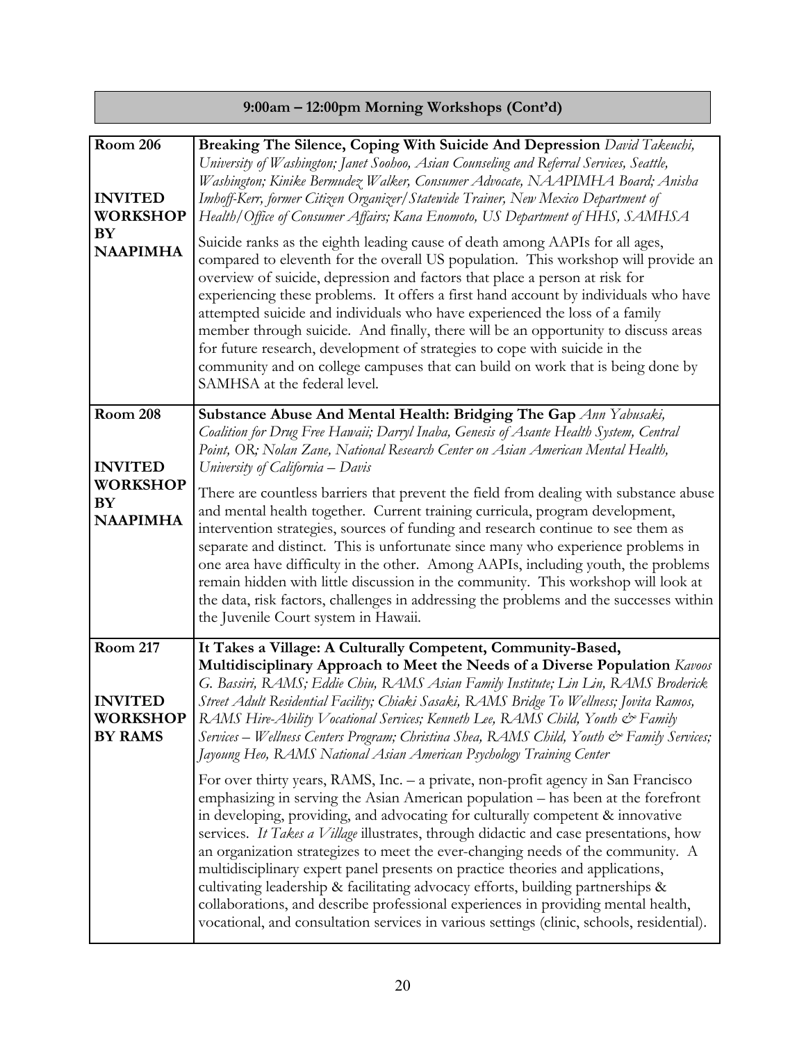## 9:00am – 12:00pm Morning Workshops (Cont'd)

| | |
|---|---|
| **Room 206**<br><br>**INVITED WORKSHOP BY NAAPIMHA** | **Breaking The Silence, Coping With Suicide And Depression** *David Takeuchi, University of Washington; Janet Soohoo, Asian Counseling and Referral Services, Seattle, Washington; Kinike Bermudez Walker, Consumer Advocate, NAAPIMHA Board; Anisha Imhoff-Kerr, former Citizen Organizer/Statewide Trainer, New Mexico Department of Health/Office of Consumer Affairs; Kana Enomoto, US Department of HHS, SAMHSA*<br><br>Suicide ranks as the eighth leading cause of death among AAPIs for all ages, compared to eleventh for the overall US population. This workshop will provide an overview of suicide, depression and factors that place a person at risk for experiencing these problems. It offers a first hand account by individuals who have attempted suicide and individuals who have experienced the loss of a family member through suicide. And finally, there will be an opportunity to discuss areas for future research, development of strategies to cope with suicide in the community and on college campuses that can build on work that is being done by SAMHSA at the federal level. |
| **Room 208**<br><br>**INVITED WORKSHOP BY NAAPIMHA** | **Substance Abuse And Mental Health: Bridging The Gap** *Ann Yabusaki, Coalition for Drug Free Hawaii; Darryl Inaba, Genesis of Asante Health System, Central Point, OR; Nolan Zane, National Research Center on Asian American Mental Health, University of California – Davis*<br><br>There are countless barriers that prevent the field from dealing with substance abuse and mental health together. Current training curricula, program development, intervention strategies, sources of funding and research continue to see them as separate and distinct. This is unfortunate since many who experience problems in one area have difficulty in the other. Among AAPIs, including youth, the problems remain hidden with little discussion in the community. This workshop will look at the data, risk factors, challenges in addressing the problems and the successes within the Juvenile Court system in Hawaii. |
| **Room 217**<br><br>**INVITED WORKSHOP BY RAMS** | **It Takes a Village: A Culturally Competent, Community-Based, Multidisciplinary Approach to Meet the Needs of a Diverse Population** *Kavoos G. Bassiri, RAMS; Eddie Chiu, RAMS Asian Family Institute; Lin Lin, RAMS Broderick Street Adult Residential Facility; Chiaki Sasaki, RAMS Bridge To Wellness; Jovita Ramos, RAMS Hire-Ability Vocational Services; Kenneth Lee, RAMS Child, Youth & Family Services – Wellness Centers Program; Christina Shea, RAMS Child, Youth & Family Services; Jayoung Heo, RAMS National Asian American Psychology Training Center*<br><br>For over thirty years, RAMS, Inc. – a private, non-profit agency in San Francisco emphasizing in serving the Asian American population – has been at the forefront in developing, providing, and advocating for culturally competent & innovative services. *It Takes a Village* illustrates, through didactic and case presentations, how an organization strategizes to meet the ever-changing needs of the community. A multidisciplinary expert panel presents on practice theories and applications, cultivating leadership & facilitating advocacy efforts, building partnerships & collaborations, and describe professional experiences in providing mental health, vocational, and consultation services in various settings (clinic, schools, residential). |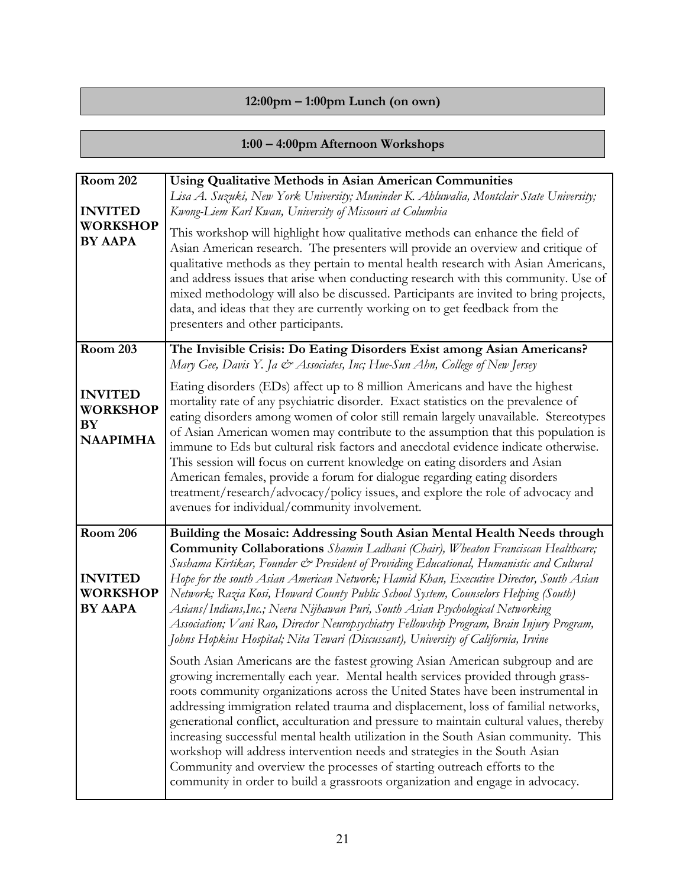## 12:00pm – 1:00pm Lunch (on own)

## 1:00 – 4:00pm Afternoon Workshops

| | |
|---|---|
| **Room 202**<br><br>**INVITED WORKSHOP BY AAPA** | **Using Qualitative Methods in Asian American Communities**<br>*Lisa A. Suzuki, New York University; Muninder K. Ahluwalia, Montclair State University; Kwong-Liem Karl Kwan, University of Missouri at Columbia*<br><br>This workshop will highlight how qualitative methods can enhance the field of Asian American research. The presenters will provide an overview and critique of qualitative methods as they pertain to mental health research with Asian Americans, and address issues that arise when conducting research with this community. Use of mixed methodology will also be discussed. Participants are invited to bring projects, data, and ideas that they are currently working on to get feedback from the presenters and other participants. |
| **Room 203**<br><br>**INVITED WORKSHOP BY NAAPIMHA** | **The Invisible Crisis: Do Eating Disorders Exist among Asian Americans?**<br>*Mary Gee, Davis Y. Ja & Associates, Inc; Hue-Sun Ahn, College of New Jersey*<br><br>Eating disorders (EDs) affect up to 8 million Americans and have the highest mortality rate of any psychiatric disorder. Exact statistics on the prevalence of eating disorders among women of color still remain largely unavailable. Stereotypes of Asian American women may contribute to the assumption that this population is immune to Eds but cultural risk factors and anecdotal evidence indicate otherwise. This session will focus on current knowledge on eating disorders and Asian American females, provide a forum for dialogue regarding eating disorders treatment/research/advocacy/policy issues, and explore the role of advocacy and avenues for individual/community involvement. |
| **Room 206**<br><br>**INVITED WORKSHOP BY AAPA** | **Building the Mosaic: Addressing South Asian Mental Health Needs through Community Collaborations** *Shamin Ladhani (Chair), Wheaton Franciscan Healthcare; Sushama Kirtikar, Founder & President of Providing Educational, Humanistic and Cultural Hope for the south Asian American Network; Hamid Khan, Executive Director, South Asian Network; Razia Kosi, Howard County Public School System, Counselors Helping (South) Asians/Indians,Inc.; Neera Nijhawan Puri, South Asian Psychological Networking Association; Vani Rao, Director Neuropsychiatry Fellowship Program, Brain Injury Program, Johns Hopkins Hospital; Nita Tewari (Discussant), University of California, Irvine*<br><br>South Asian Americans are the fastest growing Asian American subgroup and are growing incrementally each year. Mental health services provided through grass-roots community organizations across the United States have been instrumental in addressing immigration related trauma and displacement, loss of familial networks, generational conflict, acculturation and pressure to maintain cultural values, thereby increasing successful mental health utilization in the South Asian community. This workshop will address intervention needs and strategies in the South Asian Community and overview the processes of starting outreach efforts to the community in order to build a grassroots organization and engage in advocacy. |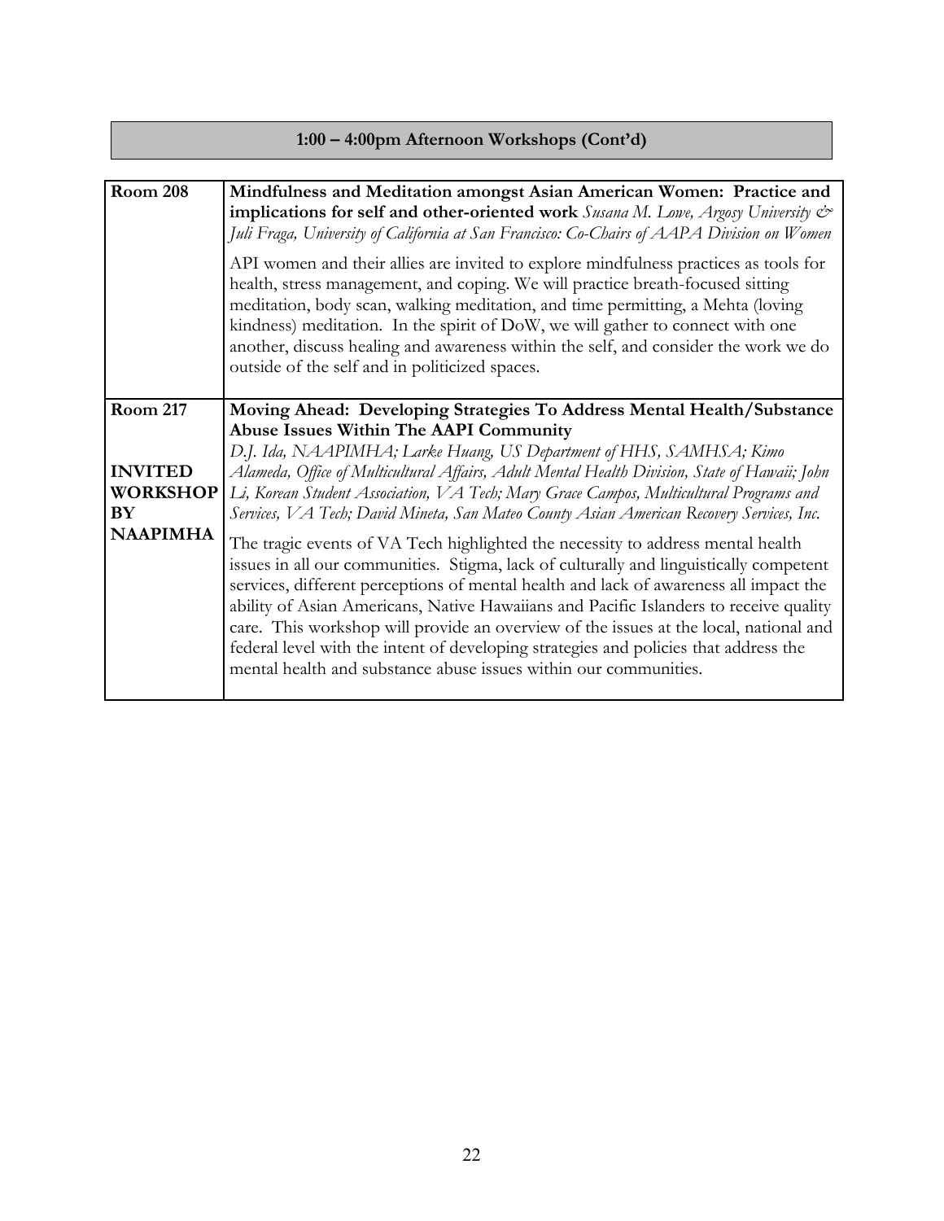## 1:00 – 4:00pm Afternoon Workshops (Cont'd)

| | |
|---|---|
| **Room 208** | **Mindfulness and Meditation amongst Asian American Women: Practice and implications for self and other-oriented work** *Susana M. Lowe, Argosy University & Juli Fraga, University of California at San Francisco: Co-Chairs of AAPA Division on Women*<br><br>API women and their allies are invited to explore mindfulness practices as tools for health, stress management, and coping. We will practice breath-focused sitting meditation, body scan, walking meditation, and time permitting, a Mehta (loving kindness) meditation. In the spirit of DoW, we will gather to connect with one another, discuss healing and awareness within the self, and consider the work we do outside of the self and in politicized spaces. |
| **Room 217**<br><br>**INVITED WORKSHOP BY NAAPIMHA** | **Moving Ahead: Developing Strategies To Address Mental Health/Substance Abuse Issues Within The AAPI Community**<br>*D.J. Ida, NAAPIMHA; Larke Huang, US Department of HHS, SAMHSA; Kimo Alameda, Office of Multicultural Affairs, Adult Mental Health Division, State of Hawaii; John Li, Korean Student Association, VA Tech; Mary Grace Campos, Multicultural Programs and Services, VA Tech; David Mineta, San Mateo County Asian American Recovery Services, Inc.*<br><br>The tragic events of VA Tech highlighted the necessity to address mental health issues in all our communities. Stigma, lack of culturally and linguistically competent services, different perceptions of mental health and lack of awareness all impact the ability of Asian Americans, Native Hawaiians and Pacific Islanders to receive quality care. This workshop will provide an overview of the issues at the local, national and federal level with the intent of developing strategies and policies that address the mental health and substance abuse issues within our communities. |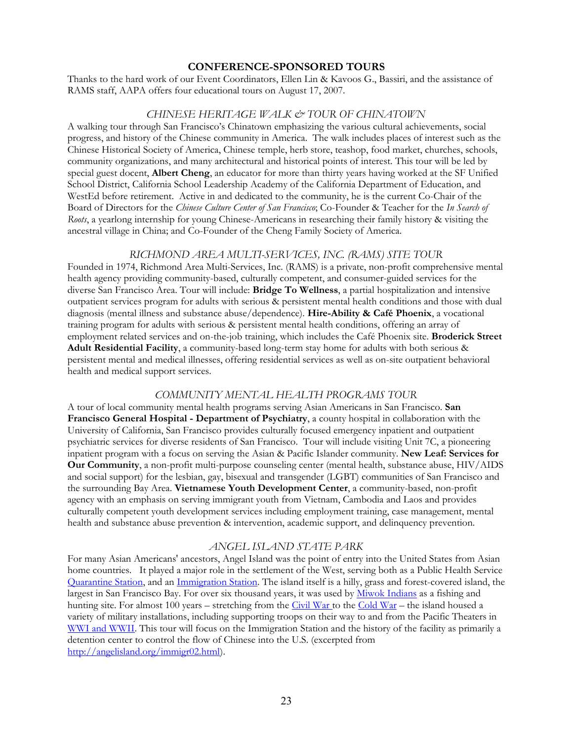## CONFERENCE-SPONSORED TOURS

Thanks to the hard work of our Event Coordinators, Ellen Lin & Kavoos G., Bassiri, and the assistance of RAMS staff, AAPA offers four educational tours on August 17, 2007.

### *CHINESE HERITAGE WALK & TOUR OF CHINATOWN*

A walking tour through San Francisco's Chinatown emphasizing the various cultural achievements, social progress, and history of the Chinese community in America. The walk includes places of interest such as the Chinese Historical Society of America, Chinese temple, herb store, teashop, food market, churches, schools, community organizations, and many architectural and historical points of interest. This tour will be led by special guest docent, **Albert Cheng**, an educator for more than thirty years having worked at the SF Unified School District, California School Leadership Academy of the California Department of Education, and WestEd before retirement. Active in and dedicated to the community, he is the current Co-Chair of the Board of Directors for the *Chinese Culture Center of San Francisco*; Co-Founder & Teacher for the *In Search of Roots*, a yearlong internship for young Chinese-Americans in researching their family history & visiting the ancestral village in China; and Co-Founder of the Cheng Family Society of America.

### *RICHMOND AREA MULTI-SERVICES, INC. (RAMS) SITE TOUR*

Founded in 1974, Richmond Area Multi-Services, Inc. (RAMS) is a private, non-profit comprehensive mental health agency providing community-based, culturally competent, and consumer-guided services for the diverse San Francisco Area. Tour will include: **Bridge To Wellness**, a partial hospitalization and intensive outpatient services program for adults with serious & persistent mental health conditions and those with dual diagnosis (mental illness and substance abuse/dependence). **Hire-Ability & Café Phoenix**, a vocational training program for adults with serious & persistent mental health conditions, offering an array of employment related services and on-the-job training, which includes the Café Phoenix site. **Broderick Street Adult Residential Facility**, a community-based long-term stay home for adults with both serious & persistent mental and medical illnesses, offering residential services as well as on-site outpatient behavioral health and medical support services.

### *COMMUNITY MENTAL HEALTH PROGRAMS TOUR*

A tour of local community mental health programs serving Asian Americans in San Francisco. **San Francisco General Hospital - Department of Psychiatry**, a county hospital in collaboration with the University of California, San Francisco provides culturally focused emergency inpatient and outpatient psychiatric services for diverse residents of San Francisco. Tour will include visiting Unit 7C, a pioneering inpatient program with a focus on serving the Asian & Pacific Islander community. **New Leaf: Services for Our Community**, a non-profit multi-purpose counseling center (mental health, substance abuse, HIV/AIDS and social support) for the lesbian, gay, bisexual and transgender (LGBT) communities of San Francisco and the surrounding Bay Area. **Vietnamese Youth Development Center**, a community-based, non-profit agency with an emphasis on serving immigrant youth from Vietnam, Cambodia and Laos and provides culturally competent youth development services including employment training, case management, mental health and substance abuse prevention & intervention, academic support, and delinquency prevention.

### *ANGEL ISLAND STATE PARK*

For many Asian Americans' ancestors, Angel Island was the point of entry into the United States from Asian home countries. It played a major role in the settlement of the West, serving both as a Public Health Service Quarantine Station, and an Immigration Station. The island itself is a hilly, grass and forest-covered island, the largest in San Francisco Bay. For over six thousand years, it was used by Miwok Indians as a fishing and hunting site. For almost 100 years – stretching from the Civil War to the Cold War – the island housed a variety of military installations, including supporting troops on their way to and from the Pacific Theaters in WWI and WWII. This tour will focus on the Immigration Station and the history of the facility as primarily a detention center to control the flow of Chinese into the U.S. (excerpted from http://angelisland.org/immigr02.html).